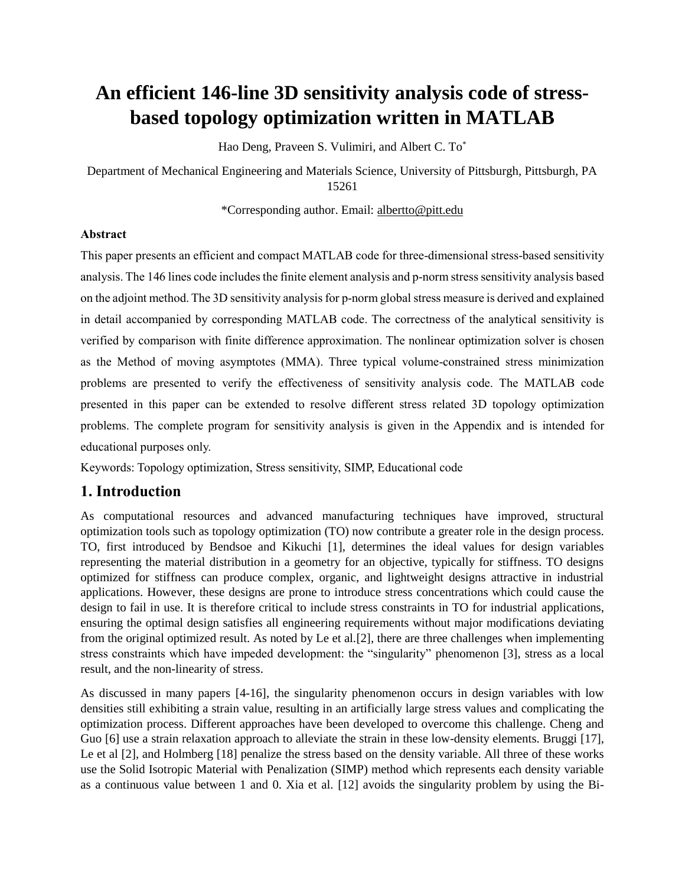# An efficient 146-line 3D sensitivity analysis code of stress-based topology optimization written in MATLAB

Hao Deng, Praveen S. Vulimiri, and Albert C. To*

Department of Mechanical Engineering and Materials Science, University of Pittsburgh, Pittsburgh, PA 15261

*Corresponding author. Email: albertto@pitt.edu

**Abstract**

This paper presents an efficient and compact MATLAB code for three-dimensional stress-based sensitivity analysis. The 146 lines code includes the finite element analysis and p-norm stress sensitivity analysis based on the adjoint method. The 3D sensitivity analysis for p-norm global stress measure is derived and explained in detail accompanied by corresponding MATLAB code. The correctness of the analytical sensitivity is verified by comparison with finite difference approximation. The nonlinear optimization solver is chosen as the Method of moving asymptotes (MMA). Three typical volume-constrained stress minimization problems are presented to verify the effectiveness of sensitivity analysis code. The MATLAB code presented in this paper can be extended to resolve different stress related 3D topology optimization problems. The complete program for sensitivity analysis is given in the Appendix and is intended for educational purposes only.

Keywords: Topology optimization, Stress sensitivity, SIMP, Educational code

## 1. Introduction

As computational resources and advanced manufacturing techniques have improved, structural optimization tools such as topology optimization (TO) now contribute a greater role in the design process. TO, first introduced by Bendsoe and Kikuchi [1], determines the ideal values for design variables representing the material distribution in a geometry for an objective, typically for stiffness. TO designs optimized for stiffness can produce complex, organic, and lightweight designs attractive in industrial applications. However, these designs are prone to introduce stress concentrations which could cause the design to fail in use. It is therefore critical to include stress constraints in TO for industrial applications, ensuring the optimal design satisfies all engineering requirements without major modifications deviating from the original optimized result. As noted by Le et al.[2], there are three challenges when implementing stress constraints which have impeded development: the "singularity" phenomenon [3], stress as a local result, and the non-linearity of stress.

As discussed in many papers [4-16], the singularity phenomenon occurs in design variables with low densities still exhibiting a strain value, resulting in an artificially large stress values and complicating the optimization process. Different approaches have been developed to overcome this challenge. Cheng and Guo [6] use a strain relaxation approach to alleviate the strain in these low-density elements. Bruggi [17], Le et al [2], and Holmberg [18] penalize the stress based on the density variable. All three of these works use the Solid Isotropic Material with Penalization (SIMP) method which represents each density variable as a continuous value between 1 and 0. Xia et al. [12] avoids the singularity problem by using the Bi-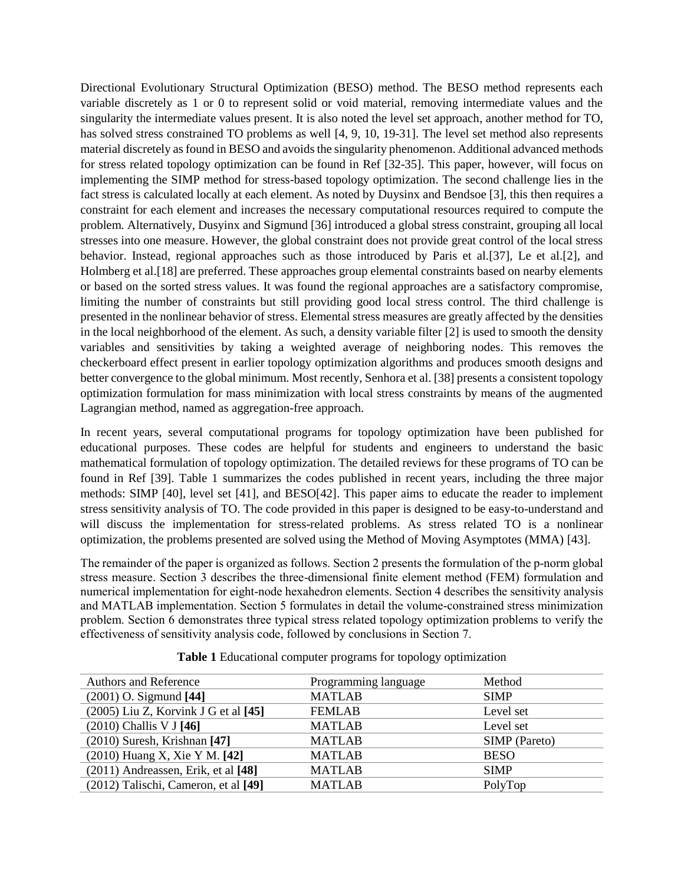Directional Evolutionary Structural Optimization (BESO) method. The BESO method represents each variable discretely as 1 or 0 to represent solid or void material, removing intermediate values and the singularity the intermediate values present. It is also noted the level set approach, another method for TO, has solved stress constrained TO problems as well [4, 9, 10, 19-31]. The level set method also represents material discretely as found in BESO and avoids the singularity phenomenon. Additional advanced methods for stress related topology optimization can be found in Ref [32-35]. This paper, however, will focus on implementing the SIMP method for stress-based topology optimization. The second challenge lies in the fact stress is calculated locally at each element. As noted by Duysinx and Bendsoe [3], this then requires a constraint for each element and increases the necessary computational resources required to compute the problem. Alternatively, Dusyinx and Sigmund [36] introduced a global stress constraint, grouping all local stresses into one measure. However, the global constraint does not provide great control of the local stress behavior. Instead, regional approaches such as those introduced by Paris et al.[37], Le et al.[2], and Holmberg et al.[18] are preferred. These approaches group elemental constraints based on nearby elements or based on the sorted stress values. It was found the regional approaches are a satisfactory compromise, limiting the number of constraints but still providing good local stress control. The third challenge is presented in the nonlinear behavior of stress. Elemental stress measures are greatly affected by the densities in the local neighborhood of the element. As such, a density variable filter [2] is used to smooth the density variables and sensitivities by taking a weighted average of neighboring nodes. This removes the checkerboard effect present in earlier topology optimization algorithms and produces smooth designs and better convergence to the global minimum. Most recently, Senhora et al. [38] presents a consistent topology optimization formulation for mass minimization with local stress constraints by means of the augmented Lagrangian method, named as aggregation-free approach.

In recent years, several computational programs for topology optimization have been published for educational purposes. These codes are helpful for students and engineers to understand the basic mathematical formulation of topology optimization. The detailed reviews for these programs of TO can be found in Ref [39]. Table 1 summarizes the codes published in recent years, including the three major methods: SIMP [40], level set [41], and BESO[42]. This paper aims to educate the reader to implement stress sensitivity analysis of TO. The code provided in this paper is designed to be easy-to-understand and will discuss the implementation for stress-related problems. As stress related TO is a nonlinear optimization, the problems presented are solved using the Method of Moving Asymptotes (MMA) [43].

The remainder of the paper is organized as follows. Section 2 presents the formulation of the p-norm global stress measure. Section 3 describes the three-dimensional finite element method (FEM) formulation and numerical implementation for eight-node hexahedron elements. Section 4 describes the sensitivity analysis and MATLAB implementation. Section 5 formulates in detail the volume-constrained stress minimization problem. Section 6 demonstrates three typical stress related topology optimization problems to verify the effectiveness of sensitivity analysis code, followed by conclusions in Section 7.

**Table 1** Educational computer programs for topology optimization

| Authors and Reference | Programming language | Method |
|---|---|---|
| (2001) O. Sigmund **[44]** | MATLAB | SIMP |
| (2005) Liu Z, Korvink J G et al **[45]** | FEMLAB | Level set |
| (2010) Challis V J **[46]** | MATLAB | Level set |
| (2010) Suresh, Krishnan **[47]** | MATLAB | SIMP (Pareto) |
| (2010) Huang X, Xie Y M. **[42]** | MATLAB | BESO |
| (2011) Andreassen, Erik, et al **[48]** | MATLAB | SIMP |
| (2012) Talischi, Cameron, et al **[49]** | MATLAB | PolyTop |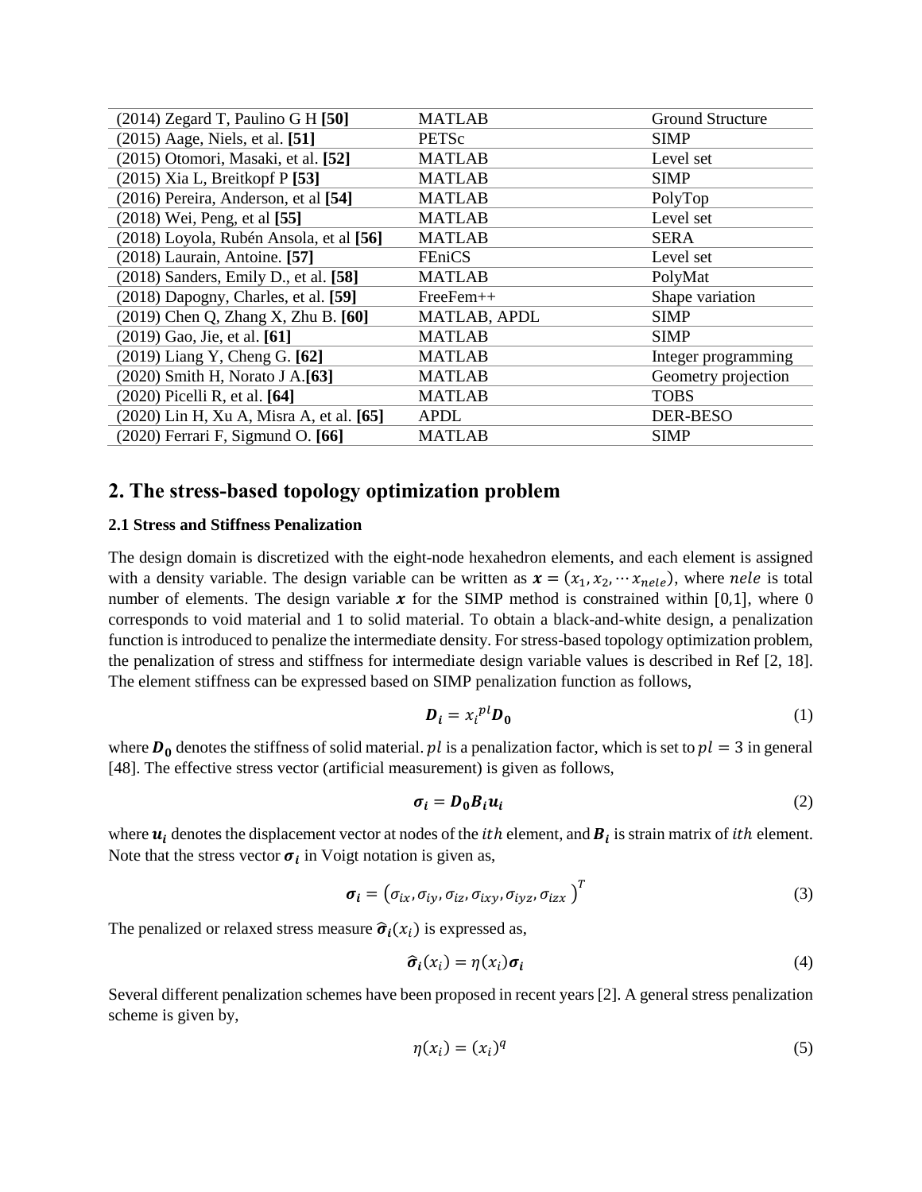| | | |
|---|---|---|
| (2014) Zegard T, Paulino G H **[50]** | MATLAB | Ground Structure |
| (2015) Aage, Niels, et al. **[51]** | PETSc | SIMP |
| (2015) Otomori, Masaki, et al. **[52]** | MATLAB | Level set |
| (2015) Xia L, Breitkopf P **[53]** | MATLAB | SIMP |
| (2016) Pereira, Anderson, et al **[54]** | MATLAB | PolyTop |
| (2018) Wei, Peng, et al **[55]** | MATLAB | Level set |
| (2018) Loyola, Rubén Ansola, et al **[56]** | MATLAB | SERA |
| (2018) Laurain, Antoine. **[57]** | FEniCS | Level set |
| (2018) Sanders, Emily D., et al. **[58]** | MATLAB | PolyMat |
| (2018) Dapogny, Charles, et al. **[59]** | FreeFem++ | Shape variation |
| (2019) Chen Q, Zhang X, Zhu B. **[60]** | MATLAB, APDL | SIMP |
| (2019) Gao, Jie, et al. **[61]** | MATLAB | SIMP |
| (2019) Liang Y, Cheng G. **[62]** | MATLAB | Integer programming |
| (2020) Smith H, Norato J A.**[63]** | MATLAB | Geometry projection |
| (2020) Picelli R, et al. **[64]** | MATLAB | TOBS |
| (2020) Lin H, Xu A, Misra A, et al. **[65]** | APDL | DER-BESO |
| (2020) Ferrari F, Sigmund O. **[66]** | MATLAB | SIMP |

## 2. The stress-based topology optimization problem

### 2.1 Stress and Stiffness Penalization

The design domain is discretized with the eight-node hexahedron elements, and each element is assigned with a density variable. The design variable can be written as $\boldsymbol{x} = (x_1, x_2, \cdots x_{nele})$, where $nele$ is total number of elements. The design variable $\boldsymbol{x}$ for the SIMP method is constrained within $[0,1]$, where 0 corresponds to void material and 1 to solid material. To obtain a black-and-white design, a penalization function is introduced to penalize the intermediate density. For stress-based topology optimization problem, the penalization of stress and stiffness for intermediate design variable values is described in Ref [2, 18]. The element stiffness can be expressed based on SIMP penalization function as follows,

$$\boldsymbol{D_i} = x_i^{pl}\boldsymbol{D_0} \tag{1}$$

where $\boldsymbol{D_0}$ denotes the stiffness of solid material. $pl$ is a penalization factor, which is set to $pl = 3$ in general [48]. The effective stress vector (artificial measurement) is given as follows,

$$\boldsymbol{\sigma_i} = \boldsymbol{D_0}\boldsymbol{B_i}\boldsymbol{u_i} \tag{2}$$

where $\boldsymbol{u_i}$ denotes the displacement vector at nodes of the $ith$ element, and $\boldsymbol{B_i}$ is strain matrix of $ith$ element. Note that the stress vector $\boldsymbol{\sigma_i}$ in Voigt notation is given as,

$$\boldsymbol{\sigma_i} = \left(\sigma_{ix}, \sigma_{iy}, \sigma_{iz}, \sigma_{ixy}, \sigma_{iyz}, \sigma_{izx}\right)^T \tag{3}$$

The penalized or relaxed stress measure $\widehat{\boldsymbol{\sigma}}_{\boldsymbol{i}}(x_i)$ is expressed as,

$$\widehat{\boldsymbol{\sigma}}_{\boldsymbol{i}}(x_i) = \eta(x_i)\boldsymbol{\sigma_i} \tag{4}$$

Several different penalization schemes have been proposed in recent years [2]. A general stress penalization scheme is given by,

$$\eta(x_i) = (x_i)^q \tag{5}$$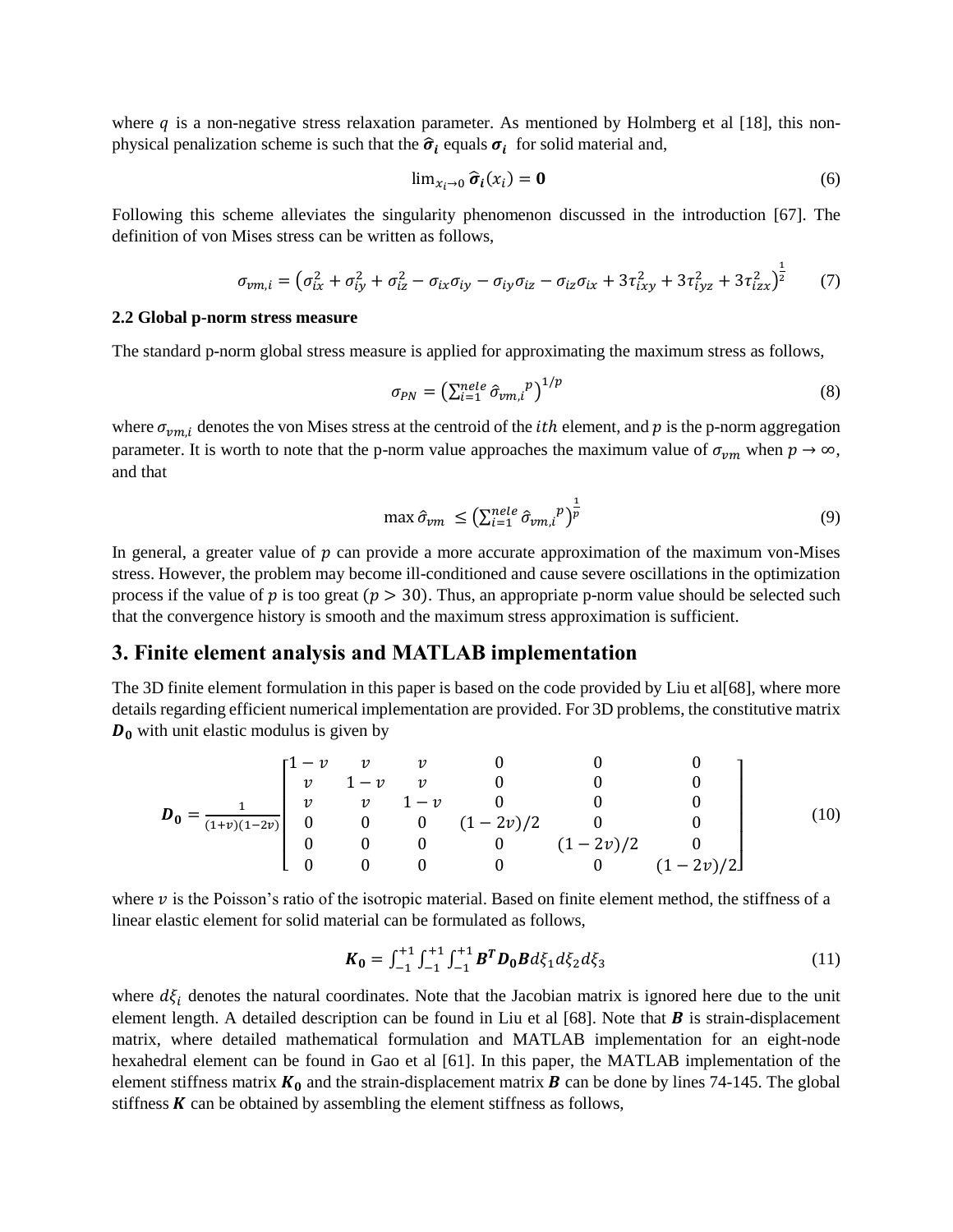where $q$ is a non-negative stress relaxation parameter. As mentioned by Holmberg et al [18], this non-physical penalization scheme is such that the $\widehat{\boldsymbol{\sigma}}_{\boldsymbol{i}}$ equals $\boldsymbol{\sigma}_{\boldsymbol{i}}$ for solid material and,

$$\lim_{x_i \to 0} \widehat{\boldsymbol{\sigma}}_{\boldsymbol{i}}(x_i) = \mathbf{0} \tag{6}$$

Following this scheme alleviates the singularity phenomenon discussed in the introduction [67]. The definition of von Mises stress can be written as follows,

$$\sigma_{vm,i} = \left(\sigma_{ix}^2 + \sigma_{iy}^2 + \sigma_{iz}^2 - \sigma_{ix}\sigma_{iy} - \sigma_{iy}\sigma_{iz} - \sigma_{iz}\sigma_{ix} + 3\tau_{ixy}^2 + 3\tau_{iyz}^2 + 3\tau_{izx}^2\right)^{\frac{1}{2}} \tag{7}$$

### 2.2 Global p-norm stress measure

The standard p-norm global stress measure is applied for approximating the maximum stress as follows,

$$\sigma_{PN} = \left(\sum_{i=1}^{nele} \hat{\sigma}_{vm,i}{}^{p}\right)^{1/p} \tag{8}$$

where $\sigma_{vm,i}$ denotes the von Mises stress at the centroid of the $ith$ element, and $p$ is the p-norm aggregation parameter. It is worth to note that the p-norm value approaches the maximum value of $\sigma_{vm}$ when $p \to \infty$, and that

$$\max \hat{\sigma}_{vm} \leq \left(\sum_{i=1}^{nele} \hat{\sigma}_{vm,i}{}^{p}\right)^{\frac{1}{p}} \tag{9}$$

In general, a greater value of $p$ can provide a more accurate approximation of the maximum von-Mises stress. However, the problem may become ill-conditioned and cause severe oscillations in the optimization process if the value of $p$ is too great ($p > 30$). Thus, an appropriate p-norm value should be selected such that the convergence history is smooth and the maximum stress approximation is sufficient.

## 3. Finite element analysis and MATLAB implementation

The 3D finite element formulation in this paper is based on the code provided by Liu et al[68], where more details regarding efficient numerical implementation are provided. For 3D problems, the constitutive matrix $\boldsymbol{D_0}$ with unit elastic modulus is given by

$$\boldsymbol{D_0} = \frac{1}{(1+v)(1-2v)} \begin{bmatrix} 1-v & v & v & 0 & 0 & 0 \\ v & 1-v & v & 0 & 0 & 0 \\ v & v & 1-v & 0 & 0 & 0 \\ 0 & 0 & 0 & (1-2v)/2 & 0 & 0 \\ 0 & 0 & 0 & 0 & (1-2v)/2 & 0 \\ 0 & 0 & 0 & 0 & 0 & (1-2v)/2 \end{bmatrix} \tag{10}$$

where $v$ is the Poisson's ratio of the isotropic material. Based on finite element method, the stiffness of a linear elastic element for solid material can be formulated as follows,

$$\boldsymbol{K_0} = \int_{-1}^{+1}\int_{-1}^{+1}\int_{-1}^{+1} \boldsymbol{B^T D_0 B}\, d\xi_1 d\xi_2 d\xi_3 \tag{11}$$

where $d\xi_i$ denotes the natural coordinates. Note that the Jacobian matrix is ignored here due to the unit element length. A detailed description can be found in Liu et al [68]. Note that $\boldsymbol{B}$ is strain-displacement matrix, where detailed mathematical formulation and MATLAB implementation for an eight-node hexahedral element can be found in Gao et al [61]. In this paper, the MATLAB implementation of the element stiffness matrix $\boldsymbol{K_0}$ and the strain-displacement matrix $\boldsymbol{B}$ can be done by lines 74-145. The global stiffness $\boldsymbol{K}$ can be obtained by assembling the element stiffness as follows,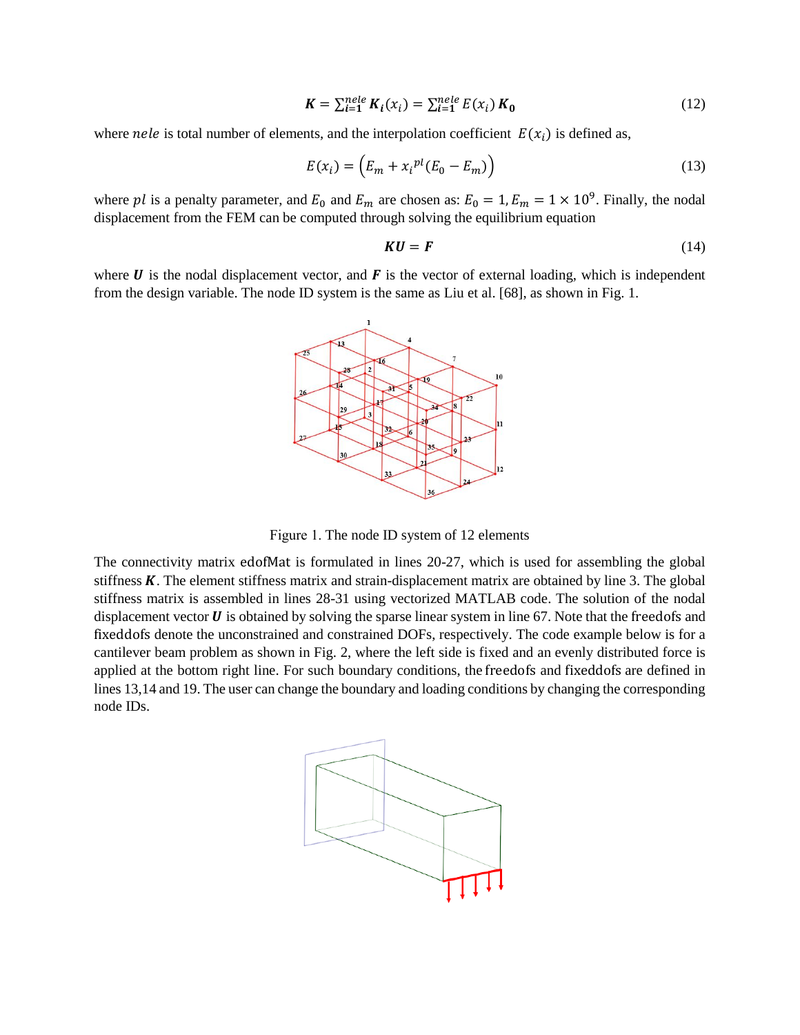$$\boldsymbol{K} = \sum_{\boldsymbol{i}=\boldsymbol{1}}^{nele} \boldsymbol{K}_{\boldsymbol{i}}(x_i) = \sum_{\boldsymbol{i}=\boldsymbol{1}}^{nele} E(x_i)\,\boldsymbol{K}_{\boldsymbol{0}} \tag{12}$$

where $nele$ is total number of elements, and the interpolation coefficient $E(x_i)$ is defined as,

$$E(x_i) = \left(E_m + {x_i}^{pl}(E_0 - E_m)\right) \tag{13}$$

where $pl$ is a penalty parameter, and $E_0$ and $E_m$ are chosen as: $E_0 = 1, E_m = 1 \times 10^9$. Finally, the nodal displacement from the FEM can be computed through solving the equilibrium equation

$$\boldsymbol{KU} = \boldsymbol{F} \tag{14}$$

where $\boldsymbol{U}$ is the nodal displacement vector, and $\boldsymbol{F}$ is the vector of external loading, which is independent from the design variable. The node ID system is the same as Liu et al. [68], as shown in Fig. 1.

Figure 1. The node ID system of 12 elements

The connectivity matrix edofMat is formulated in lines 20-27, which is used for assembling the global stiffness $\boldsymbol{K}$. The element stiffness matrix and strain-displacement matrix are obtained by line 3. The global stiffness matrix is assembled in lines 28-31 using vectorized MATLAB code. The solution of the nodal displacement vector $\boldsymbol{U}$ is obtained by solving the sparse linear system in line 67. Note that the freedofs and fixeddofs denote the unconstrained and constrained DOFs, respectively. The code example below is for a cantilever beam problem as shown in Fig. 2, where the left side is fixed and an evenly distributed force is applied at the bottom right line. For such boundary conditions, the freedofs and fixeddofs are defined in lines 13,14 and 19. The user can change the boundary and loading conditions by changing the corresponding node IDs.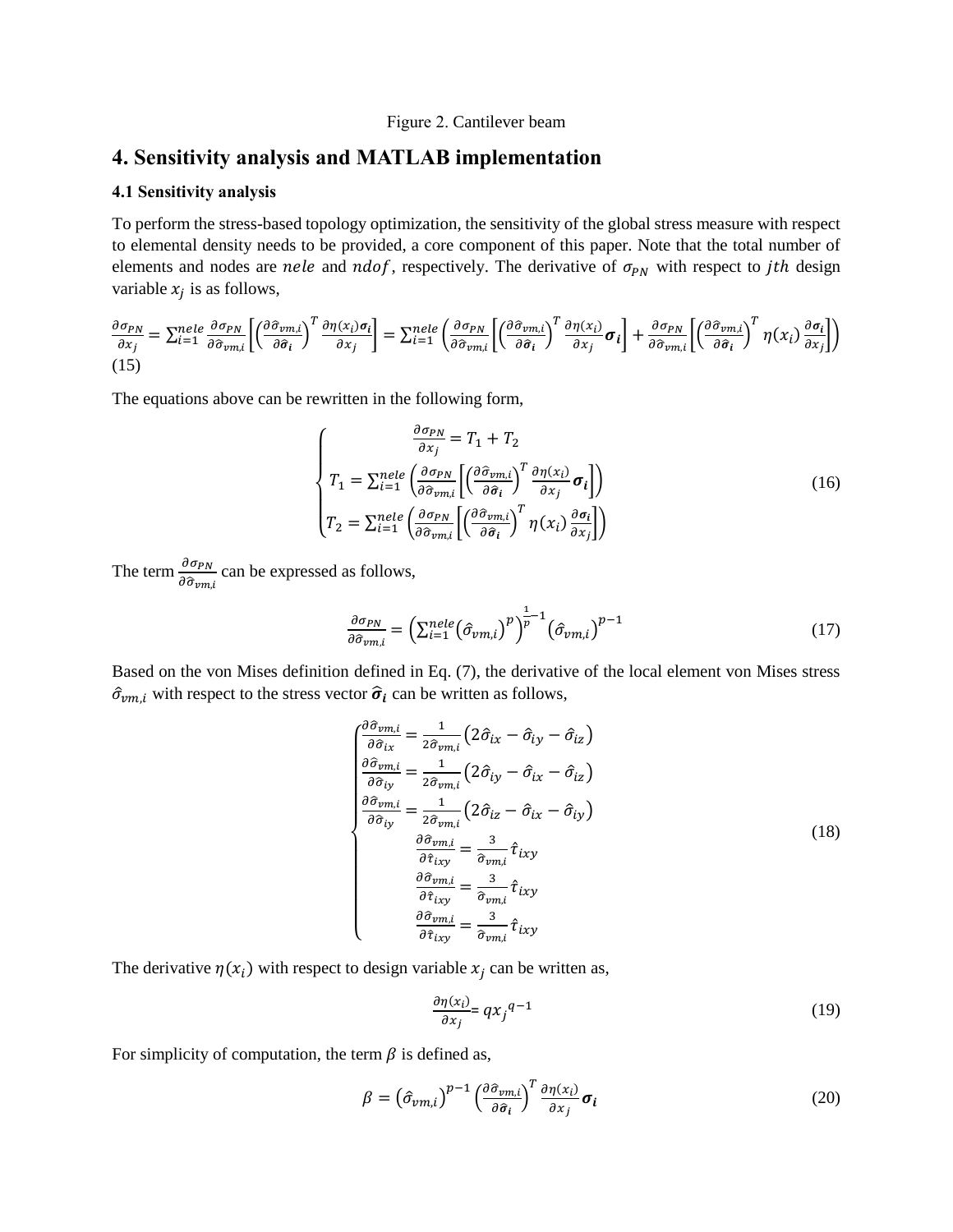Figure 2. Cantilever beam

## 4. Sensitivity analysis and MATLAB implementation

### 4.1 Sensitivity analysis

To perform the stress-based topology optimization, the sensitivity of the global stress measure with respect to elemental density needs to be provided, a core component of this paper. Note that the total number of elements and nodes are $nele$ and $ndof$, respectively. The derivative of $\sigma_{PN}$ with respect to $jth$ design variable $x_j$ is as follows,

$$\frac{\partial \sigma_{PN}}{\partial x_j} = \sum_{i=1}^{nele} \frac{\partial \sigma_{PN}}{\partial \hat{\sigma}_{vm,i}} \left[ \left( \frac{\partial \hat{\sigma}_{vm,i}}{\partial \hat{\boldsymbol{\sigma}}_{\boldsymbol{i}}} \right)^T \frac{\partial \eta(x_i) \boldsymbol{\sigma}_{\boldsymbol{i}}}{\partial x_j} \right] = \sum_{i=1}^{nele} \left( \frac{\partial \sigma_{PN}}{\partial \hat{\sigma}_{vm,i}} \left[ \left( \frac{\partial \hat{\sigma}_{vm,i}}{\partial \hat{\boldsymbol{\sigma}}_{\boldsymbol{i}}} \right)^T \frac{\partial \eta(x_i)}{\partial x_j} \boldsymbol{\sigma}_{\boldsymbol{i}} \right] + \frac{\partial \sigma_{PN}}{\partial \hat{\sigma}_{vm,i}} \left[ \left( \frac{\partial \hat{\sigma}_{vm,i}}{\partial \hat{\boldsymbol{\sigma}}_{\boldsymbol{i}}} \right)^T \eta(x_i) \frac{\partial \boldsymbol{\sigma}_{\boldsymbol{i}}}{\partial x_j} \right] \right) \tag{15}$$

The equations above can be rewritten in the following form,

$$\begin{cases} \frac{\partial \sigma_{PN}}{\partial x_j} = T_1 + T_2 \\ T_1 = \sum_{i=1}^{nele} \left( \frac{\partial \sigma_{PN}}{\partial \hat{\sigma}_{vm,i}} \left[ \left( \frac{\partial \hat{\sigma}_{vm,i}}{\partial \hat{\boldsymbol{\sigma}}_{\boldsymbol{i}}} \right)^T \frac{\partial \eta(x_i)}{\partial x_j} \boldsymbol{\sigma}_{\boldsymbol{i}} \right] \right) \\ T_2 = \sum_{i=1}^{nele} \left( \frac{\partial \sigma_{PN}}{\partial \hat{\sigma}_{vm,i}} \left[ \left( \frac{\partial \hat{\sigma}_{vm,i}}{\partial \hat{\boldsymbol{\sigma}}_{\boldsymbol{i}}} \right)^T \eta(x_i) \frac{\partial \boldsymbol{\sigma}_{\boldsymbol{i}}}{\partial x_j} \right] \right) \end{cases} \tag{16}$$

The term $\frac{\partial \sigma_{PN}}{\partial \hat{\sigma}_{vm,i}}$ can be expressed as follows,

$$\frac{\partial \sigma_{PN}}{\partial \hat{\sigma}_{vm,i}} = \left( \sum_{i=1}^{nele} (\hat{\sigma}_{vm,i})^p \right)^{\frac{1}{p}-1} (\hat{\sigma}_{vm,i})^{p-1} \tag{17}$$

Based on the von Mises definition defined in Eq. (7), the derivative of the local element von Mises stress $\hat{\sigma}_{vm,i}$ with respect to the stress vector $\hat{\boldsymbol{\sigma}}_{\boldsymbol{i}}$ can be written as follows,

$$\begin{cases} \frac{\partial \hat{\sigma}_{vm,i}}{\partial \hat{\sigma}_{ix}} = \frac{1}{2\hat{\sigma}_{vm,i}} (2\hat{\sigma}_{ix} - \hat{\sigma}_{iy} - \hat{\sigma}_{iz}) \\ \frac{\partial \hat{\sigma}_{vm,i}}{\partial \hat{\sigma}_{iy}} = \frac{1}{2\hat{\sigma}_{vm,i}} (2\hat{\sigma}_{iy} - \hat{\sigma}_{ix} - \hat{\sigma}_{iz}) \\ \frac{\partial \hat{\sigma}_{vm,i}}{\partial \hat{\sigma}_{iy}} = \frac{1}{2\hat{\sigma}_{vm,i}} (2\hat{\sigma}_{iz} - \hat{\sigma}_{ix} - \hat{\sigma}_{iy}) \\ \frac{\partial \hat{\sigma}_{vm,i}}{\partial \hat{\tau}_{ixy}} = \frac{3}{\hat{\sigma}_{vm,i}} \hat{\tau}_{ixy} \\ \frac{\partial \hat{\sigma}_{vm,i}}{\partial \hat{\tau}_{ixy}} = \frac{3}{\hat{\sigma}_{vm,i}} \hat{\tau}_{ixy} \\ \frac{\partial \hat{\sigma}_{vm,i}}{\partial \hat{\tau}_{ixy}} = \frac{3}{\hat{\sigma}_{vm,i}} \hat{\tau}_{ixy} \end{cases} \tag{18}$$

The derivative $\eta(x_i)$ with respect to design variable $x_j$ can be written as,

$$\frac{\partial \eta(x_i)}{\partial x_j} = q {x_j}^{q-1} \tag{19}$$

For simplicity of computation, the term $\beta$ is defined as,

$$\beta = (\hat{\sigma}_{vm,i})^{p-1} \left( \frac{\partial \hat{\sigma}_{vm,i}}{\partial \hat{\boldsymbol{\sigma}}_{\boldsymbol{i}}} \right)^T \frac{\partial \eta(x_i)}{\partial x_j} \boldsymbol{\sigma}_{\boldsymbol{i}} \tag{20}$$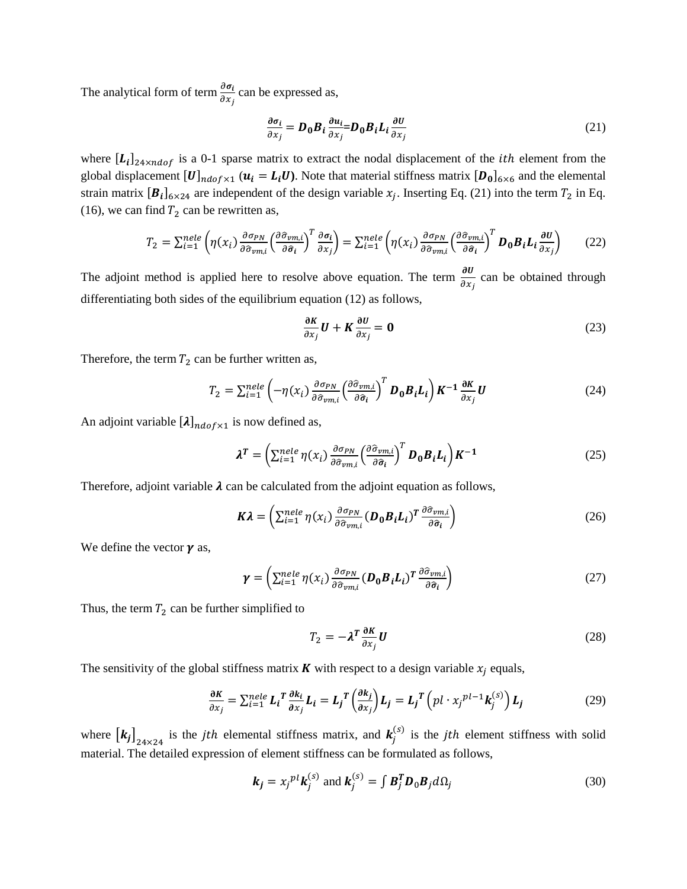The analytical form of term $\frac{\partial \boldsymbol{\sigma_i}}{\partial x_j}$ can be expressed as,

$$\frac{\partial \boldsymbol{\sigma_i}}{\partial x_j} = \boldsymbol{D_0 B_i} \frac{\partial \boldsymbol{u_i}}{\partial x_j} = \boldsymbol{D_0 B_i L_i} \frac{\partial \boldsymbol{U}}{\partial x_j} \tag{21}$$

where $[\boldsymbol{L_i}]_{24 \times ndof}$ is a 0-1 sparse matrix to extract the nodal displacement of the $ith$ element from the global displacement $[\boldsymbol{U}]_{ndof \times 1}$ ($\boldsymbol{u_i} = \boldsymbol{L_i U}$). Note that material stiffness matrix $[\boldsymbol{D_0}]_{6\times 6}$ and the elemental strain matrix $[\boldsymbol{B_i}]_{6\times 24}$ are independent of the design variable $x_j$. Inserting Eq. (21) into the term $T_2$ in Eq. (16), we can find $T_2$ can be rewritten as,

$$T_2 = \sum_{i=1}^{nele} \left( \eta(x_i) \frac{\partial \sigma_{PN}}{\partial \hat{\sigma}_{vm,i}} \left( \frac{\partial \hat{\sigma}_{vm,i}}{\partial \boldsymbol{\hat{\sigma}_i}} \right)^T \frac{\partial \boldsymbol{\sigma_i}}{\partial x_j} \right) = \sum_{i=1}^{nele} \left( \eta(x_i) \frac{\partial \sigma_{PN}}{\partial \hat{\sigma}_{vm,i}} \left( \frac{\partial \hat{\sigma}_{vm,i}}{\partial \boldsymbol{\hat{\sigma}_i}} \right)^T \boldsymbol{D_0 B_i L_i} \frac{\partial \boldsymbol{U}}{\partial x_j} \right) \tag{22}$$

The adjoint method is applied here to resolve above equation. The term $\frac{\partial \boldsymbol{U}}{\partial x_j}$ can be obtained through differentiating both sides of the equilibrium equation (12) as follows,

$$\frac{\partial \boldsymbol{K}}{\partial x_j} \boldsymbol{U} + \boldsymbol{K} \frac{\partial \boldsymbol{U}}{\partial x_j} = \boldsymbol{0} \tag{23}$$

Therefore, the term $T_2$ can be further written as,

$$T_2 = \sum_{i=1}^{nele} \left( -\eta(x_i) \frac{\partial \sigma_{PN}}{\partial \hat{\sigma}_{vm,i}} \left( \frac{\partial \hat{\sigma}_{vm,i}}{\partial \boldsymbol{\hat{\sigma}_i}} \right)^T \boldsymbol{D_0 B_i L_i} \right) \boldsymbol{K^{-1}} \frac{\partial \boldsymbol{K}}{\partial x_j} \boldsymbol{U} \tag{24}$$

An adjoint variable $[\boldsymbol{\lambda}]_{ndof \times 1}$ is now defined as,

$$\boldsymbol{\lambda^T} = \left( \sum_{i=1}^{nele} \eta(x_i) \frac{\partial \sigma_{PN}}{\partial \hat{\sigma}_{vm,i}} \left( \frac{\partial \hat{\sigma}_{vm,i}}{\partial \boldsymbol{\hat{\sigma}_i}} \right)^T \boldsymbol{D_0 B_i L_i} \right) \boldsymbol{K^{-1}} \tag{25}$$

Therefore, adjoint variable $\boldsymbol{\lambda}$ can be calculated from the adjoint equation as follows,

$$\boldsymbol{K\lambda} = \left( \sum_{i=1}^{nele} \eta(x_i) \frac{\partial \sigma_{PN}}{\partial \hat{\sigma}_{vm,i}} (\boldsymbol{D_0 B_i L_i})^{\boldsymbol{T}} \frac{\partial \hat{\sigma}_{vm,i}}{\partial \boldsymbol{\hat{\sigma}_i}} \right) \tag{26}$$

We define the vector $\boldsymbol{\gamma}$ as,

$$\boldsymbol{\gamma} = \left( \sum_{i=1}^{nele} \eta(x_i) \frac{\partial \sigma_{PN}}{\partial \hat{\sigma}_{vm,i}} (\boldsymbol{D_0 B_i L_i})^{\boldsymbol{T}} \frac{\partial \hat{\sigma}_{vm,i}}{\partial \boldsymbol{\hat{\sigma}_i}} \right) \tag{27}$$

Thus, the term $T_2$ can be further simplified to

$$T_2 = -\boldsymbol{\lambda^T} \frac{\partial \boldsymbol{K}}{\partial x_j} \boldsymbol{U} \tag{28}$$

The sensitivity of the global stiffness matrix $\boldsymbol{K}$ with respect to a design variable $x_j$ equals,

$$\frac{\partial \boldsymbol{K}}{\partial x_j} = \sum_{i=1}^{nele} \boldsymbol{L_i}^{\boldsymbol{T}} \frac{\partial \boldsymbol{k_i}}{\partial x_j} \boldsymbol{L_i} = \boldsymbol{L_j}^{\boldsymbol{T}} \left( \frac{\partial \boldsymbol{k_j}}{\partial x_j} \right) \boldsymbol{L_j} = \boldsymbol{L_j}^{\boldsymbol{T}} \left( pl \cdot {x_j}^{pl-1} \boldsymbol{k}_j^{(s)} \right) \boldsymbol{L_j} \tag{29}$$

where $[\boldsymbol{k_j}]_{24\times 24}$ is the $jth$ elemental stiffness matrix, and $\boldsymbol{k}_j^{(s)}$ is the $jth$ element stiffness with solid material. The detailed expression of element stiffness can be formulated as follows,

$$\boldsymbol{k_j} = {x_j}^{pl} \boldsymbol{k}_j^{(s)} \text{ and } \boldsymbol{k}_j^{(s)} = \int \boldsymbol{B}_j^{\boldsymbol{T}} \boldsymbol{D}_0 \boldsymbol{B}_j d\Omega_j \tag{30}$$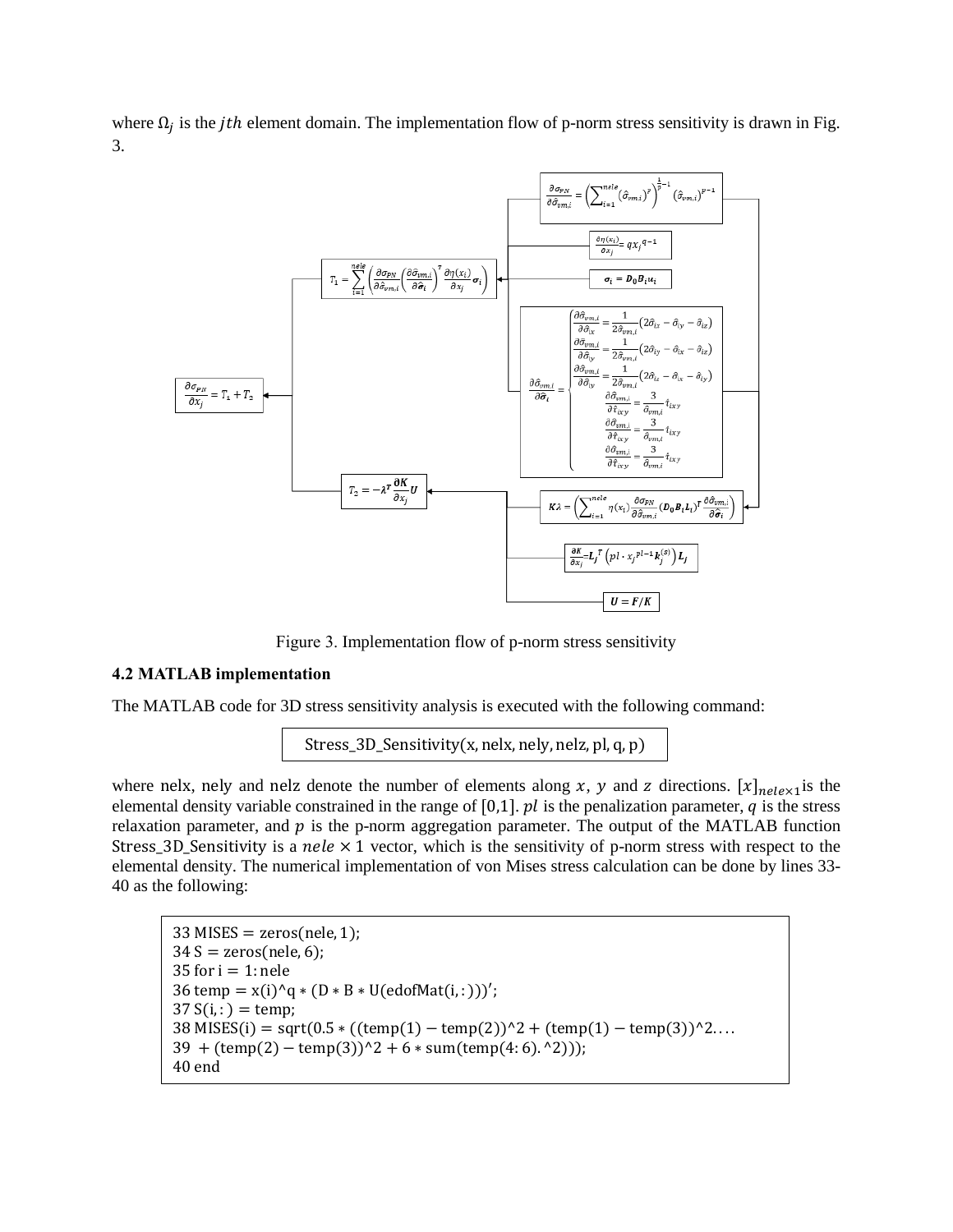where $\Omega_j$ is the $jth$ element domain. The implementation flow of p-norm stress sensitivity is drawn in Fig. 3.

$$\frac{\partial \sigma_{PN}}{\partial x_j} = T_1 + T_2$$

$$T_1 = \sum_{i=1}^{nele} \left( \frac{\partial \sigma_{PN}}{\partial \hat{\sigma}_{vm,i}} \left( \frac{\partial \hat{\sigma}_{vm,i}}{\partial \hat{\boldsymbol{\sigma}}_i} \right)^T \frac{\partial \eta(x_i)}{\partial x_j} \boldsymbol{\sigma}_i \right)$$

$$\frac{\partial \sigma_{PN}}{\partial \hat{\sigma}_{vm,i}} = \left( \sum_{i=1}^{nele} (\hat{\sigma}_{vm,i})^p \right)^{\frac{1}{p}-1} (\hat{\sigma}_{vm,i})^{p-1}$$

$$\frac{\partial \eta(x_i)}{\partial x_j} = q x_j^{q-1}$$

$$\boldsymbol{\sigma}_i = \boldsymbol{D}_0 \boldsymbol{B}_i \boldsymbol{u}_i$$

$$\frac{\partial \hat{\sigma}_{vm,i}}{\partial \hat{\boldsymbol{\sigma}}_i} = \begin{cases} \frac{\partial \hat{\sigma}_{vm,i}}{\partial \hat{\sigma}_{ix}} = \frac{1}{2\hat{\sigma}_{vm,i}} (2\hat{\sigma}_{ix} - \hat{\sigma}_{iy} - \hat{\sigma}_{iz}) \\ \frac{\partial \hat{\sigma}_{vm,i}}{\partial \hat{\sigma}_{iy}} = \frac{1}{2\hat{\sigma}_{vm,i}} (2\hat{\sigma}_{iy} - \hat{\sigma}_{ix} - \hat{\sigma}_{iz}) \\ \frac{\partial \hat{\sigma}_{vm,i}}{\partial \hat{\sigma}_{iy}} = \frac{1}{2\hat{\sigma}_{vm,i}} (2\hat{\sigma}_{iz} - \hat{\sigma}_{ix} - \hat{\sigma}_{iy}) \\ \frac{\partial \hat{\sigma}_{vm,i}}{\partial \hat{\tau}_{ixy}} = \frac{3}{\hat{\sigma}_{vm,i}} \hat{\tau}_{ixy} \\ \frac{\partial \hat{\sigma}_{vm,i}}{\partial \hat{\tau}_{ixy}} = \frac{3}{\hat{\sigma}_{vm,i}} \hat{\tau}_{ixy} \\ \frac{\partial \hat{\sigma}_{vm,i}}{\partial \hat{\tau}_{ixy}} = \frac{3}{\hat{\sigma}_{vm,i}} \hat{\tau}_{ixy} \end{cases}$$

$$T_2 = -\lambda^T \frac{\partial \boldsymbol{K}}{\partial x_j} \boldsymbol{U}$$

$$\boldsymbol{K}\lambda = \left( \sum_{i=1}^{nele} \eta(x_i) \frac{\partial \sigma_{PN}}{\partial \hat{\sigma}_{vm,i}} (\boldsymbol{D}_0 \boldsymbol{B}_i \boldsymbol{L}_i)^T \frac{\partial \hat{\sigma}_{vm,i}}{\partial \hat{\boldsymbol{\sigma}}_i} \right)$$

$$\frac{\partial \boldsymbol{K}}{\partial x_j} = \boldsymbol{L}_j^T \left( pl \cdot x_j^{pl-1} \boldsymbol{k}_j^{(s)} \right) \boldsymbol{L}_j$$

$$\boldsymbol{U} = \boldsymbol{F}/\boldsymbol{K}$$

Figure 3. Implementation flow of p-norm stress sensitivity

### 4.2 MATLAB implementation

The MATLAB code for 3D stress sensitivity analysis is executed with the following command:

```
Stress_3D_Sensitivity(x, nelx, nely, nelz, pl, q, p)
```

where nelx, nely and nelz denote the number of elements along $x$, $y$ and $z$ directions. $[x]_{nele\times 1}$ is the elemental density variable constrained in the range of [0,1]. $pl$ is the penalization parameter, $q$ is the stress relaxation parameter, and $p$ is the p-norm aggregation parameter. The output of the MATLAB function Stress_3D_Sensitivity is a $nele \times 1$ vector, which is the sensitivity of p-norm stress with respect to the elemental density. The numerical implementation of von Mises stress calculation can be done by lines 33-40 as the following:

```
33 MISES = zeros(nele, 1);
34 S = zeros(nele, 6);
35 for i = 1: nele
36 temp = x(i)^q * (D * B * U(edofMat(i, :)))';
37 S(i, : ) = temp;
38 MISES(i) = sqrt(0.5 * ((temp(1) − temp(2))^2 + (temp(1) − temp(3))^2....
39  + (temp(2) − temp(3))^2 + 6 * sum(temp(4: 6). ^2)));
40 end
```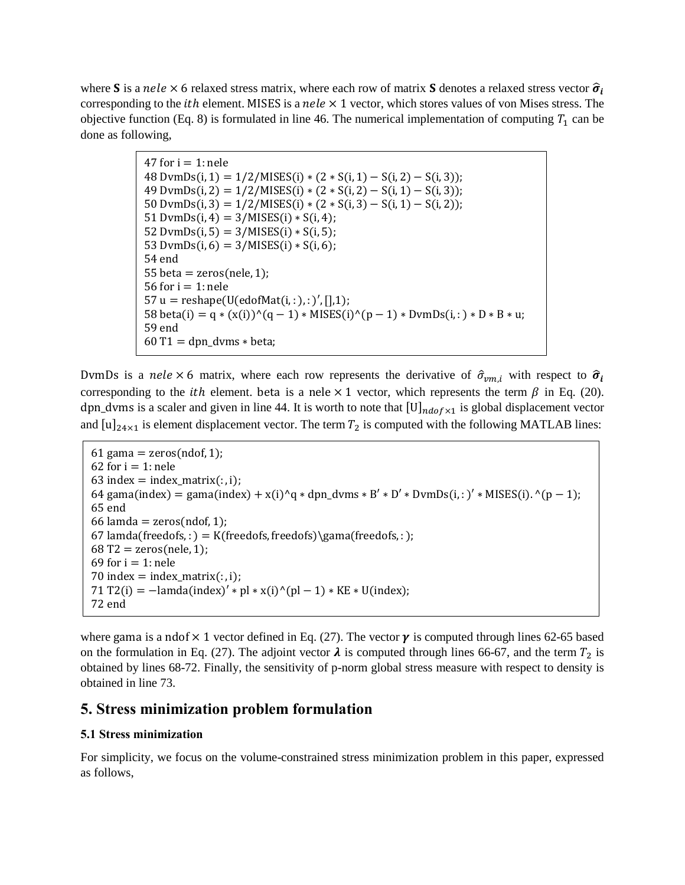where **S** is a $nele \times 6$ relaxed stress matrix, where each row of matrix **S** denotes a relaxed stress vector $\widehat{\boldsymbol{\sigma}}_i$ corresponding to the $ith$ element. MISES is a $nele \times 1$ vector, which stores values of von Mises stress. The objective function (Eq. 8) is formulated in line 46. The numerical implementation of computing $T_1$ can be done as following,

```
47 for i = 1: nele
48 DvmDs(i, 1) = 1/2/MISES(i) * (2 * S(i, 1) − S(i, 2) − S(i, 3));
49 DvmDs(i, 2) = 1/2/MISES(i) * (2 * S(i, 2) − S(i, 1) − S(i, 3));
50 DvmDs(i, 3) = 1/2/MISES(i) * (2 * S(i, 3) − S(i, 1) − S(i, 2));
51 DvmDs(i, 4) = 3/MISES(i) * S(i, 4);
52 DvmDs(i, 5) = 3/MISES(i) * S(i, 5);
53 DvmDs(i, 6) = 3/MISES(i) * S(i, 6);
54 end
55 beta = zeros(nele, 1);
56 for i = 1: nele
57 u = reshape(U(edofMat(i, :), :)', [],1);
58 beta(i) = q * (x(i))^(q − 1) * MISES(i)^(p − 1) * DvmDs(i, : ) * D * B * u;
59 end
60 T1 = dpn_dvms * beta;
```

DvmDs is a $nele \times 6$ matrix, where each row represents the derivative of $\hat{\sigma}_{vm,i}$ with respect to $\widehat{\boldsymbol{\sigma}}_i$ corresponding to the $ith$ element. beta is a nele $\times$ 1 vector, which represents the term $\beta$ in Eq. (20). dpn_dvms is a scaler and given in line 44. It is worth to note that $[\mathrm{U}]_{ndof\times 1}$ is global displacement vector and $[\mathrm{u}]_{24\times 1}$ is element displacement vector. The term $T_2$ is computed with the following MATLAB lines:

```
61 gama = zeros(ndof, 1);
62 for i = 1: nele
63 index = index_matrix(:, i);
64 gama(index) = gama(index) + x(i)^q * dpn_dvms * B' * D' * DvmDs(i, : )' * MISES(i).^(p − 1);
65 end
66 lamda = zeros(ndof, 1);
67 lamda(freedofs, : ) = K(freedofs, freedofs)\gama(freedofs, : );
68 T2 = zeros(nele, 1);
69 for i = 1: nele
70 index = index_matrix(:, i);
71 T2(i) = −lamda(index)' * pl * x(i)^(pl − 1) * KE * U(index);
72 end
```

where gama is a ndof $\times$ 1 vector defined in Eq. (27). The vector $\boldsymbol{\gamma}$ is computed through lines 62-65 based on the formulation in Eq. (27). The adjoint vector $\boldsymbol{\lambda}$ is computed through lines 66-67, and the term $T_2$ is obtained by lines 68-72. Finally, the sensitivity of p-norm global stress measure with respect to density is obtained in line 73.

## 5. Stress minimization problem formulation

### 5.1 Stress minimization

For simplicity, we focus on the volume-constrained stress minimization problem in this paper, expressed as follows,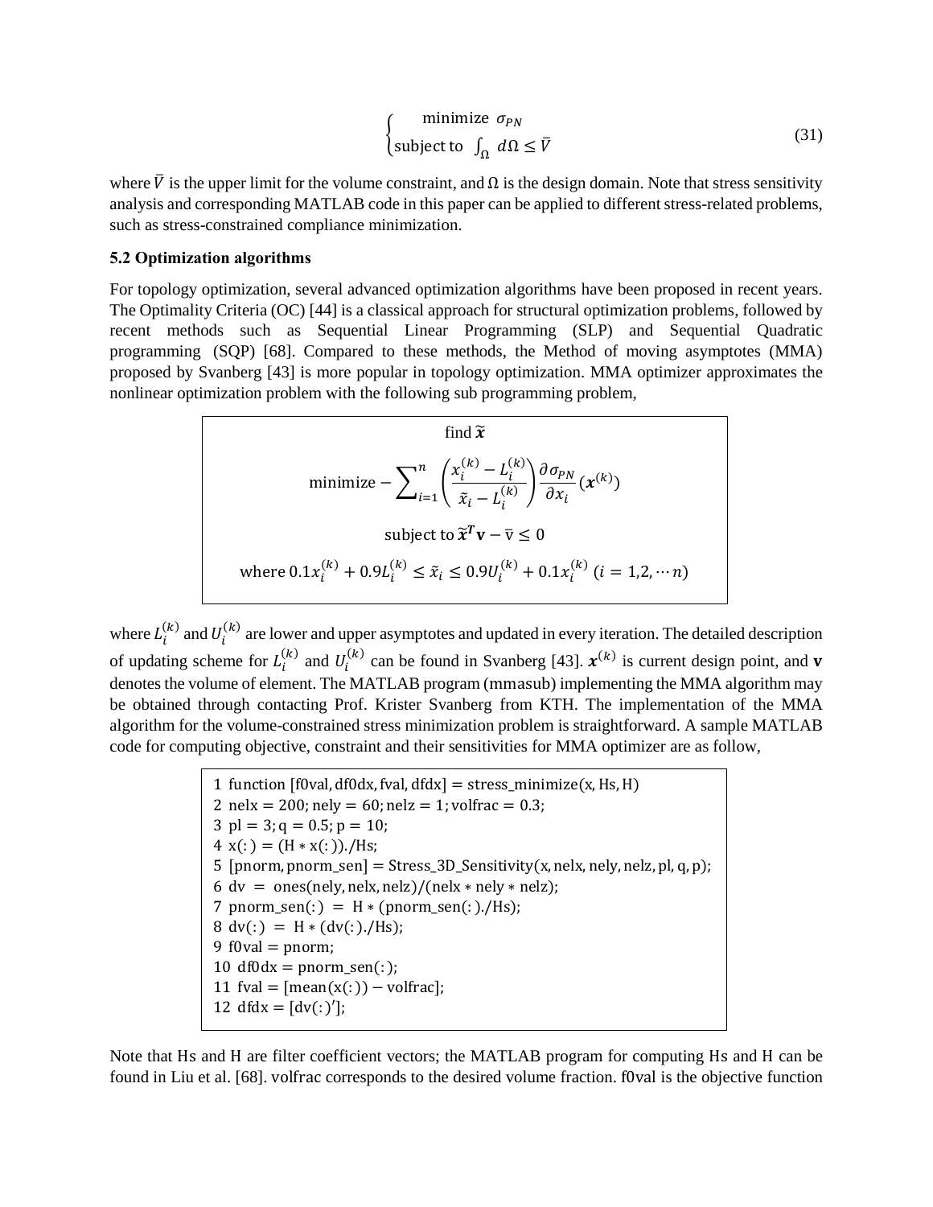$$
\begin{cases} \text{minimize } \sigma_{PN} \\ \text{subject to } \int_{\Omega} d\Omega \leq \bar{V} \end{cases} \tag{31}
$$

where $\bar{V}$ is the upper limit for the volume constraint, and $\Omega$ is the design domain. Note that stress sensitivity analysis and corresponding MATLAB code in this paper can be applied to different stress-related problems, such as stress-constrained compliance minimization.

### 5.2 Optimization algorithms

For topology optimization, several advanced optimization algorithms have been proposed in recent years. The Optimality Criteria (OC) [44] is a classical approach for structural optimization problems, followed by recent methods such as Sequential Linear Programming (SLP) and Sequential Quadratic programming (SQP) [68]. Compared to these methods, the Method of moving asymptotes (MMA) proposed by Svanberg [43] is more popular in topology optimization. MMA optimizer approximates the nonlinear optimization problem with the following sub programming problem,

$$
\begin{gathered}
\text{find } \tilde{\boldsymbol{x}} \\
\text{minimize } -\sum_{i=1}^{n} \left( \frac{x_i^{(k)} - L_i^{(k)}}{\tilde{x}_i - L_i^{(k)}} \right) \frac{\partial \sigma_{PN}}{\partial x_i} (\boldsymbol{x}^{(k)}) \\
\text{subject to } \tilde{\boldsymbol{x}}^{\boldsymbol{T}} \mathbf{v} - \bar{\text{v}} \leq 0 \\
\text{where } 0.1 x_i^{(k)} + 0.9 L_i^{(k)} \leq \tilde{x}_i \leq 0.9 U_i^{(k)} + 0.1 x_i^{(k)} \ (i = 1,2, \cdots n)
\end{gathered}
$$

where $L_i^{(k)}$ and $U_i^{(k)}$ are lower and upper asymptotes and updated in every iteration. The detailed description of updating scheme for $L_i^{(k)}$ and $U_i^{(k)}$ can be found in Svanberg [43]. $\boldsymbol{x}^{(k)}$ is current design point, and $\mathbf{v}$ denotes the volume of element. The MATLAB program (mmasub) implementing the MMA algorithm may be obtained through contacting Prof. Krister Svanberg from KTH. The implementation of the MMA algorithm for the volume-constrained stress minimization problem is straightforward. A sample MATLAB code for computing objective, constraint and their sensitivities for MMA optimizer are as follow,

```
1 function [f0val, df0dx, fval, dfdx] = stress_minimize(x, Hs, H)
2 nelx = 200; nely = 60; nelz = 1; volfrac = 0.3;
3 pl = 3; q = 0.5; p = 10;
4 x(:) = (H * x(:))./Hs;
5 [pnorm, pnorm_sen] = Stress_3D_Sensitivity(x, nelx, nely, nelz, pl, q, p);
6 dv = ones(nely, nelx, nelz)/(nelx * nely * nelz);
7 pnorm_sen(:) = H * (pnorm_sen(:)./Hs);
8 dv(:) = H * (dv(:)./Hs);
9 f0val = pnorm;
10 df0dx = pnorm_sen(:);
11 fval = [mean(x(:)) − volfrac];
12 dfdx = [dv(:)'];
```

Note that Hs and H are filter coefficient vectors; the MATLAB program for computing Hs and H can be found in Liu et al. [68]. volfrac corresponds to the desired volume fraction. f0val is the objective function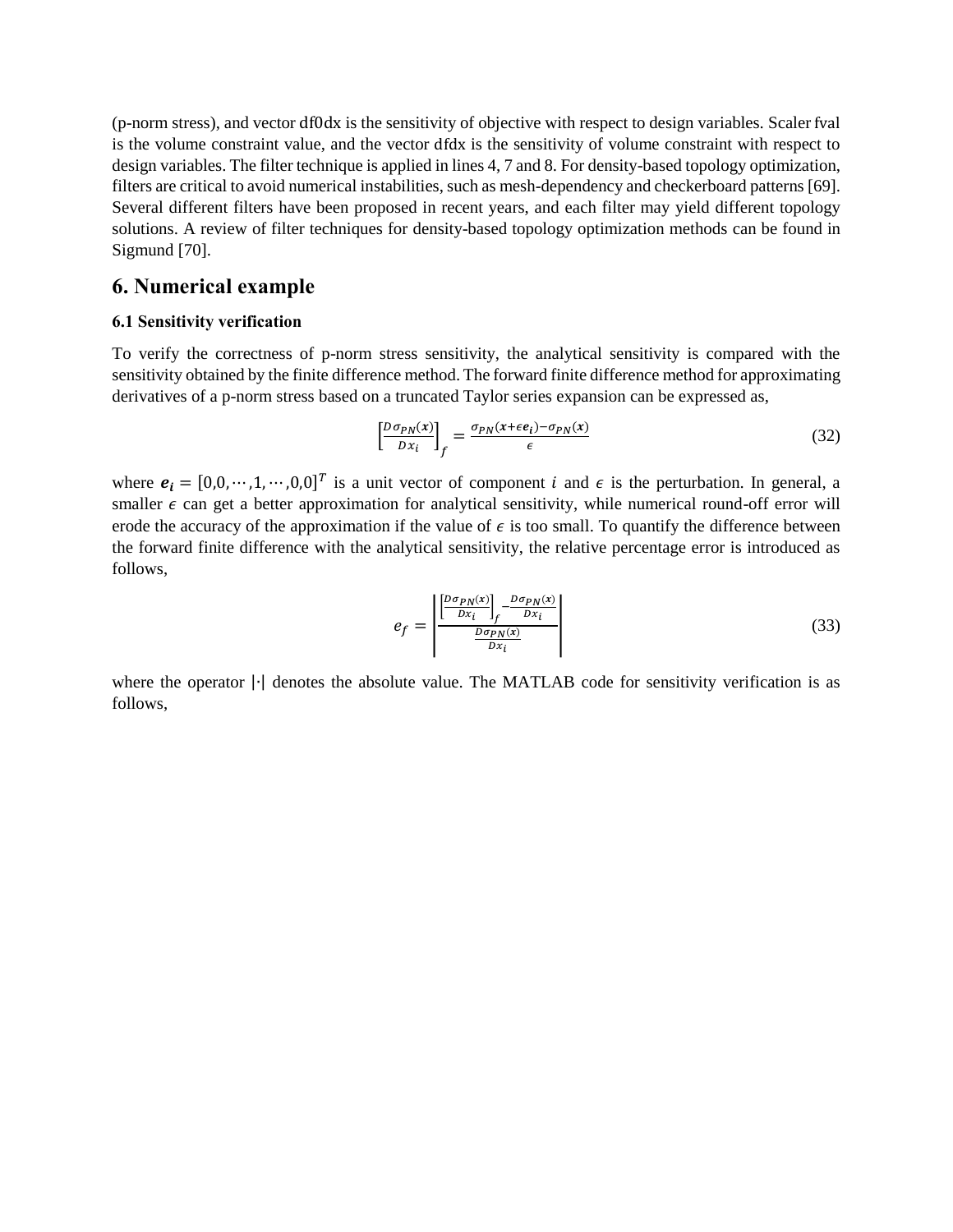(p-norm stress), and vector df0dx is the sensitivity of objective with respect to design variables. Scaler fval is the volume constraint value, and the vector dfdx is the sensitivity of volume constraint with respect to design variables. The filter technique is applied in lines 4, 7 and 8. For density-based topology optimization, filters are critical to avoid numerical instabilities, such as mesh-dependency and checkerboard patterns [69]. Several different filters have been proposed in recent years, and each filter may yield different topology solutions. A review of filter techniques for density-based topology optimization methods can be found in Sigmund [70].

# 6. Numerical example

### 6.1 Sensitivity verification

To verify the correctness of p-norm stress sensitivity, the analytical sensitivity is compared with the sensitivity obtained by the finite difference method. The forward finite difference method for approximating derivatives of a p-norm stress based on a truncated Taylor series expansion can be expressed as,

$$\left[\frac{D\sigma_{PN}(\boldsymbol{x})}{Dx_i}\right]_f = \frac{\sigma_{PN}(\boldsymbol{x}+\epsilon\boldsymbol{e_i})-\sigma_{PN}(\boldsymbol{x})}{\epsilon} \tag{32}$$

where $\boldsymbol{e_i} = [0,0,\cdots,1,\cdots,0,0]^T$ is a unit vector of component $i$ and $\epsilon$ is the perturbation. In general, a smaller $\epsilon$ can get a better approximation for analytical sensitivity, while numerical round-off error will erode the accuracy of the approximation if the value of $\epsilon$ is too small. To quantify the difference between the forward finite difference with the analytical sensitivity, the relative percentage error is introduced as follows,

$$e_f = \left|\frac{\left[\frac{D\sigma_{PN}(x)}{Dx_i}\right]_f - \frac{D\sigma_{PN}(x)}{Dx_i}}{\frac{D\sigma_{PN}(x)}{Dx_i}}\right| \tag{33}$$

where the operator $|\cdot|$ denotes the absolute value. The MATLAB code for sensitivity verification is as follows,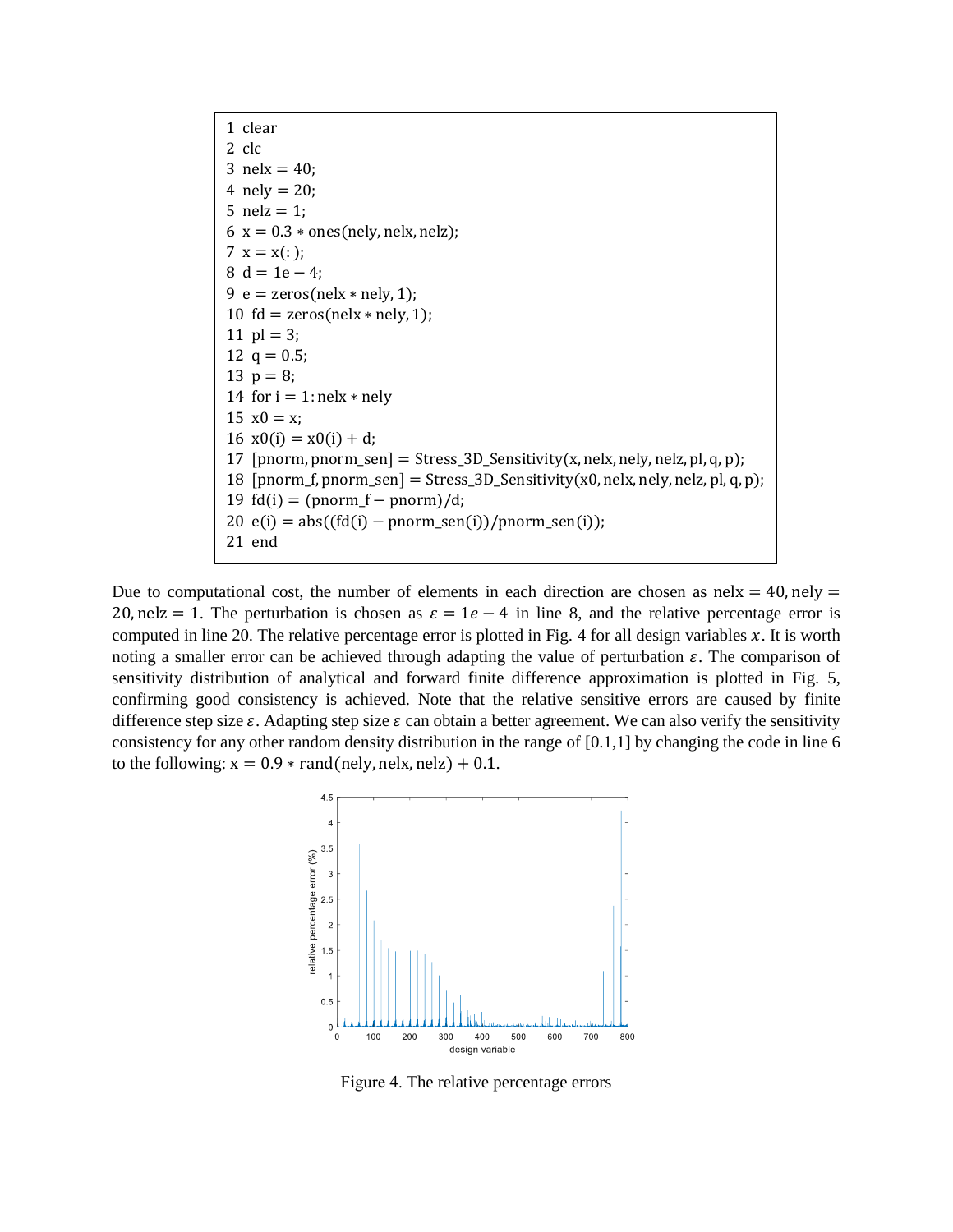```
1  clear
2  clc
3  nelx = 40;
4  nely = 20;
5  nelz = 1;
6  x = 0.3 * ones(nely, nelx, nelz);
7  x = x(:);
8  d = 1e − 4;
9  e = zeros(nelx * nely, 1);
10  fd = zeros(nelx * nely, 1);
11  pl = 3;
12  q = 0.5;
13  p = 8;
14  for i = 1: nelx * nely
15  x0 = x;
16  x0(i) = x0(i) + d;
17  [pnorm, pnorm_sen] = Stress_3D_Sensitivity(x, nelx, nely, nelz, pl, q, p);
18  [pnorm_f, pnorm_sen] = Stress_3D_Sensitivity(x0, nelx, nely, nelz, pl, q, p);
19  fd(i) = (pnorm_f − pnorm)/d;
20  e(i) = abs((fd(i) − pnorm_sen(i))/pnorm_sen(i));
21  end
```

Due to computational cost, the number of elements in each direction are chosen as nelx = 40, nely = 20, nelz = 1. The perturbation is chosen as $\varepsilon = 1e-4$ in line 8, and the relative percentage error is computed in line 20. The relative percentage error is plotted in Fig. 4 for all design variables $x$. It is worth noting a smaller error can be achieved through adapting the value of perturbation $\varepsilon$. The comparison of sensitivity distribution of analytical and forward finite difference approximation is plotted in Fig. 5, confirming good consistency is achieved. Note that the relative sensitive errors are caused by finite difference step size $\varepsilon$. Adapting step size $\varepsilon$ can obtain a better agreement. We can also verify the sensitivity consistency for any other random density distribution in the range of [0.1,1] by changing the code in line 6 to the following: x = 0.9 * rand(nely, nelx, nelz) + 0.1.

Figure 4. The relative percentage errors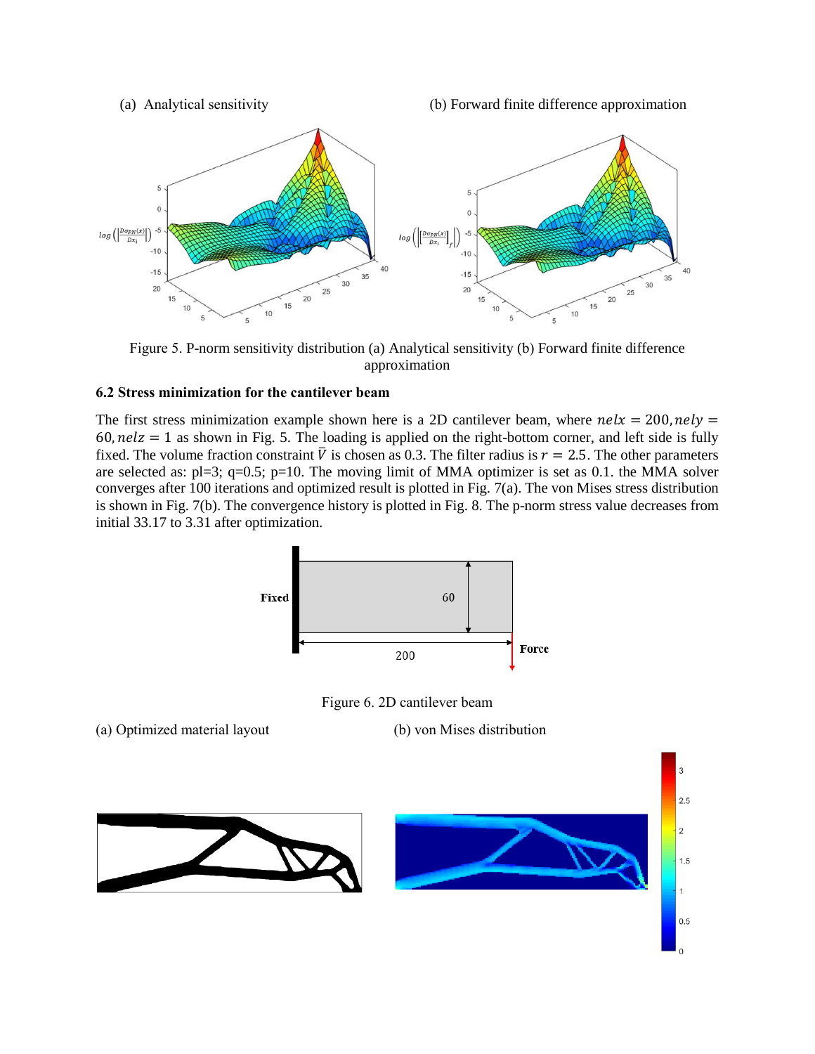(a) Analytical sensitivity (b) Forward finite difference approximation

Figure 5. P-norm sensitivity distribution (a) Analytical sensitivity (b) Forward finite difference approximation

### 6.2 Stress minimization for the cantilever beam

The first stress minimization example shown here is a 2D cantilever beam, where $nelx = 200, nely = 60, nelz = 1$ as shown in Fig. 5. The loading is applied on the right-bottom corner, and left side is fully fixed. The volume fraction constraint $\bar{V}$ is chosen as 0.3. The filter radius is $r = 2.5$. The other parameters are selected as: pl=3; q=0.5; p=10. The moving limit of MMA optimizer is set as 0.1. the MMA solver converges after 100 iterations and optimized result is plotted in Fig. 7(a). The von Mises stress distribution is shown in Fig. 7(b). The convergence history is plotted in Fig. 8. The p-norm stress value decreases from initial 33.17 to 3.31 after optimization.

Figure 6. 2D cantilever beam

(a) Optimized material layout (b) von Mises distribution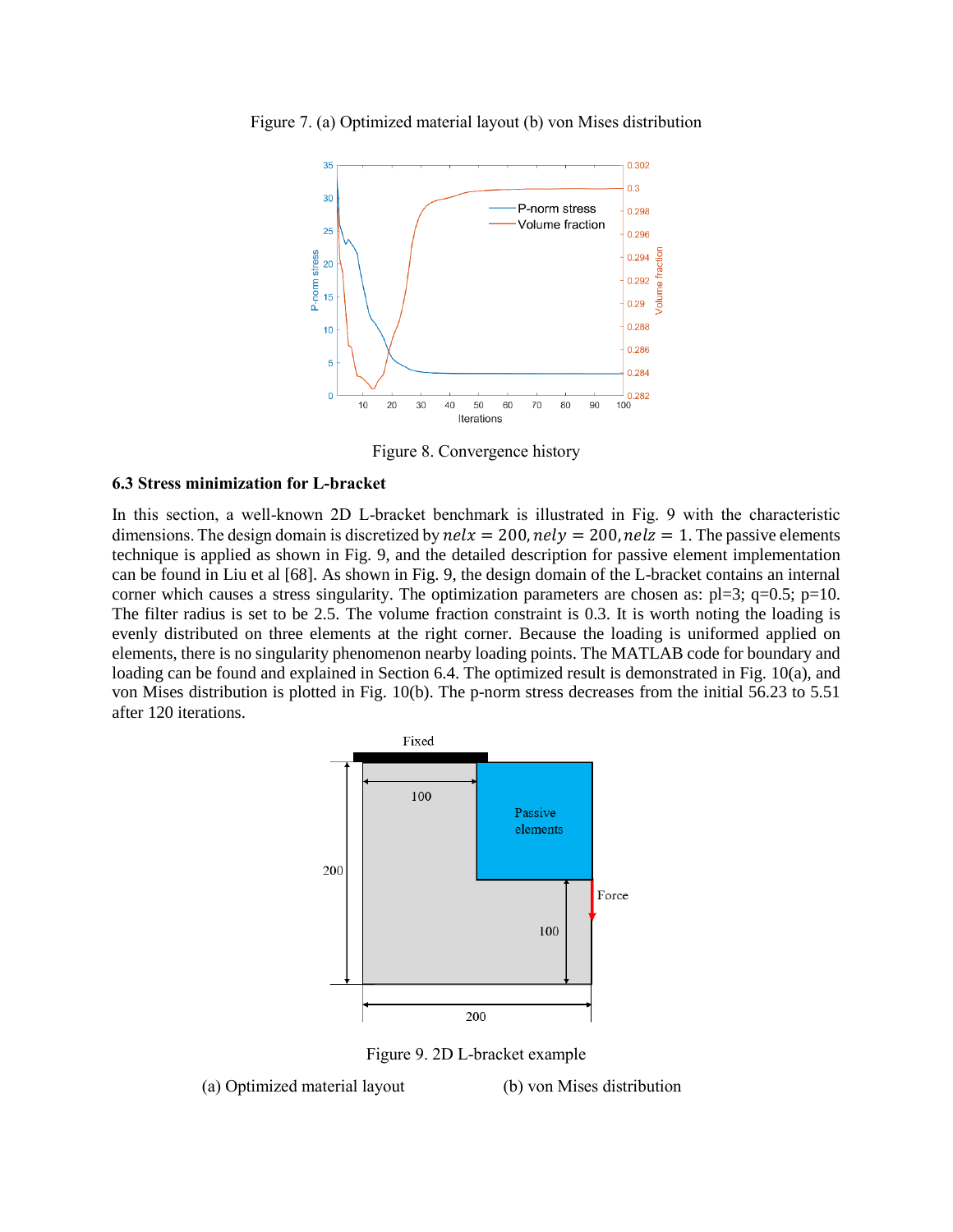Figure 7. (a) Optimized material layout (b) von Mises distribution

Figure 8. Convergence history

### 6.3 Stress minimization for L-bracket

In this section, a well-known 2D L-bracket benchmark is illustrated in Fig. 9 with the characteristic dimensions. The design domain is discretized by $nelx = 200, nely = 200, nelz = 1$. The passive elements technique is applied as shown in Fig. 9, and the detailed description for passive element implementation can be found in Liu et al [68]. As shown in Fig. 9, the design domain of the L-bracket contains an internal corner which causes a stress singularity. The optimization parameters are chosen as: pl=3; q=0.5; p=10. The filter radius is set to be 2.5. The volume fraction constraint is 0.3. It is worth noting the loading is evenly distributed on three elements at the right corner. Because the loading is uniformed applied on elements, there is no singularity phenomenon nearby loading points. The MATLAB code for boundary and loading can be found and explained in Section 6.4. The optimized result is demonstrated in Fig. 10(a), and von Mises distribution is plotted in Fig. 10(b). The p-norm stress decreases from the initial 56.23 to 5.51 after 120 iterations.

Figure 9. 2D L-bracket example

(a) Optimized material layout (b) von Mises distribution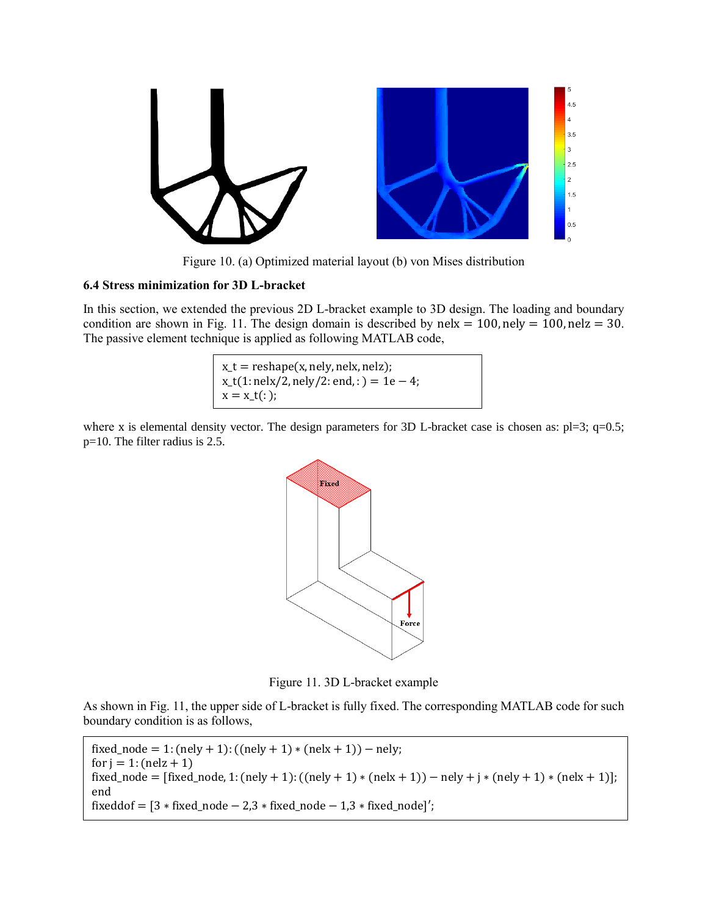Figure 10. (a) Optimized material layout (b) von Mises distribution

### 6.4 Stress minimization for 3D L-bracket

In this section, we extended the previous 2D L-bracket example to 3D design. The loading and boundary condition are shown in Fig. 11. The design domain is described by $nelx = 100, nely = 100, nelz = 30$. The passive element technique is applied as following MATLAB code,

```
x_t = reshape(x, nely, nelx, nelz);
x_t(1: nelx/2, nely/2: end, : ) = 1e − 4;
x = x_t(: );
```

where x is elemental density vector. The design parameters for 3D L-bracket case is chosen as: pl=3; q=0.5; p=10. The filter radius is 2.5.

Figure 11. 3D L-bracket example

As shown in Fig. 11, the upper side of L-bracket is fully fixed. The corresponding MATLAB code for such boundary condition is as follows,

```
fixed_node = 1: (nely + 1): ((nely + 1) ∗ (nelx + 1)) − nely;
for j = 1: (nelz + 1)
fixed_node = [fixed_node, 1: (nely + 1): ((nely + 1) ∗ (nelx + 1)) − nely + j ∗ (nely + 1) ∗ (nelx + 1)];
end
fixeddof = [3 ∗ fixed_node − 2,3 ∗ fixed_node − 1,3 ∗ fixed_node]′;
```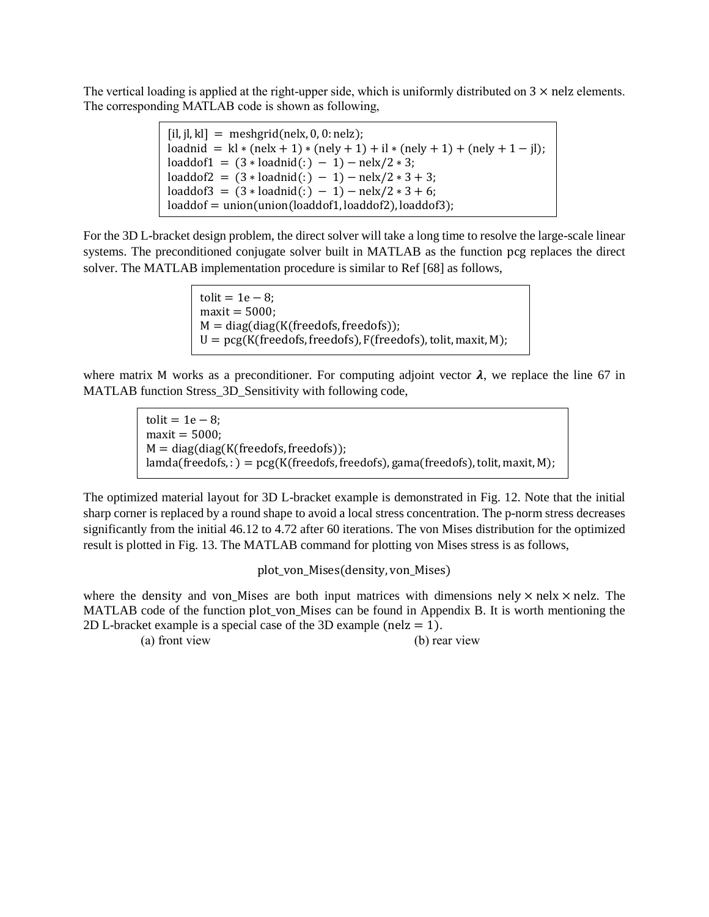The vertical loading is applied at the right-upper side, which is uniformly distributed on $3 \times \mathrm{nelz}$ elements. The corresponding MATLAB code is shown as following,

```
[il, jl, kl] = meshgrid(nelx, 0, 0:nelz);
loadnid = kl * (nelx + 1) * (nely + 1) + il * (nely + 1) + (nely + 1 − jl);
loaddof1 = (3 * loadnid(:) − 1) − nelx/2 * 3;
loaddof2 = (3 * loadnid(:) − 1) − nelx/2 * 3 + 3;
loaddof3 = (3 * loadnid(:) − 1) − nelx/2 * 3 + 6;
loaddof = union(union(loaddof1, loaddof2), loaddof3);
```

For the 3D L-bracket design problem, the direct solver will take a long time to resolve the large-scale linear systems. The preconditioned conjugate solver built in MATLAB as the function pcg replaces the direct solver. The MATLAB implementation procedure is similar to Ref [68] as follows,

```
tolit = 1e − 8;
maxit = 5000;
M = diag(diag(K(freedofs, freedofs));
U = pcg(K(freedofs, freedofs), F(freedofs), tolit, maxit, M);
```

where matrix M works as a preconditioner. For computing adjoint vector $\boldsymbol{\lambda}$, we replace the line 67 in MATLAB function Stress_3D_Sensitivity with following code,

```
tolit = 1e − 8;
maxit = 5000;
M = diag(diag(K(freedofs, freedofs));
lamda(freedofs, : ) = pcg(K(freedofs, freedofs), gama(freedofs), tolit, maxit, M);
```

The optimized material layout for 3D L-bracket example is demonstrated in Fig. 12. Note that the initial sharp corner is replaced by a round shape to avoid a local stress concentration. The p-norm stress decreases significantly from the initial 46.12 to 4.72 after 60 iterations. The von Mises distribution for the optimized result is plotted in Fig. 13. The MATLAB command for plotting von Mises stress is as follows,

```
plot_von_Mises(density, von_Mises)
```

where the density and von_Mises are both input matrices with dimensions $\mathrm{nely} \times \mathrm{nelx} \times \mathrm{nelz}$. The MATLAB code of the function plot_von_Mises can be found in Appendix B. It is worth mentioning the 2D L-bracket example is a special case of the 3D example ($\mathrm{nelz} = 1$).

(a) front view (b) rear view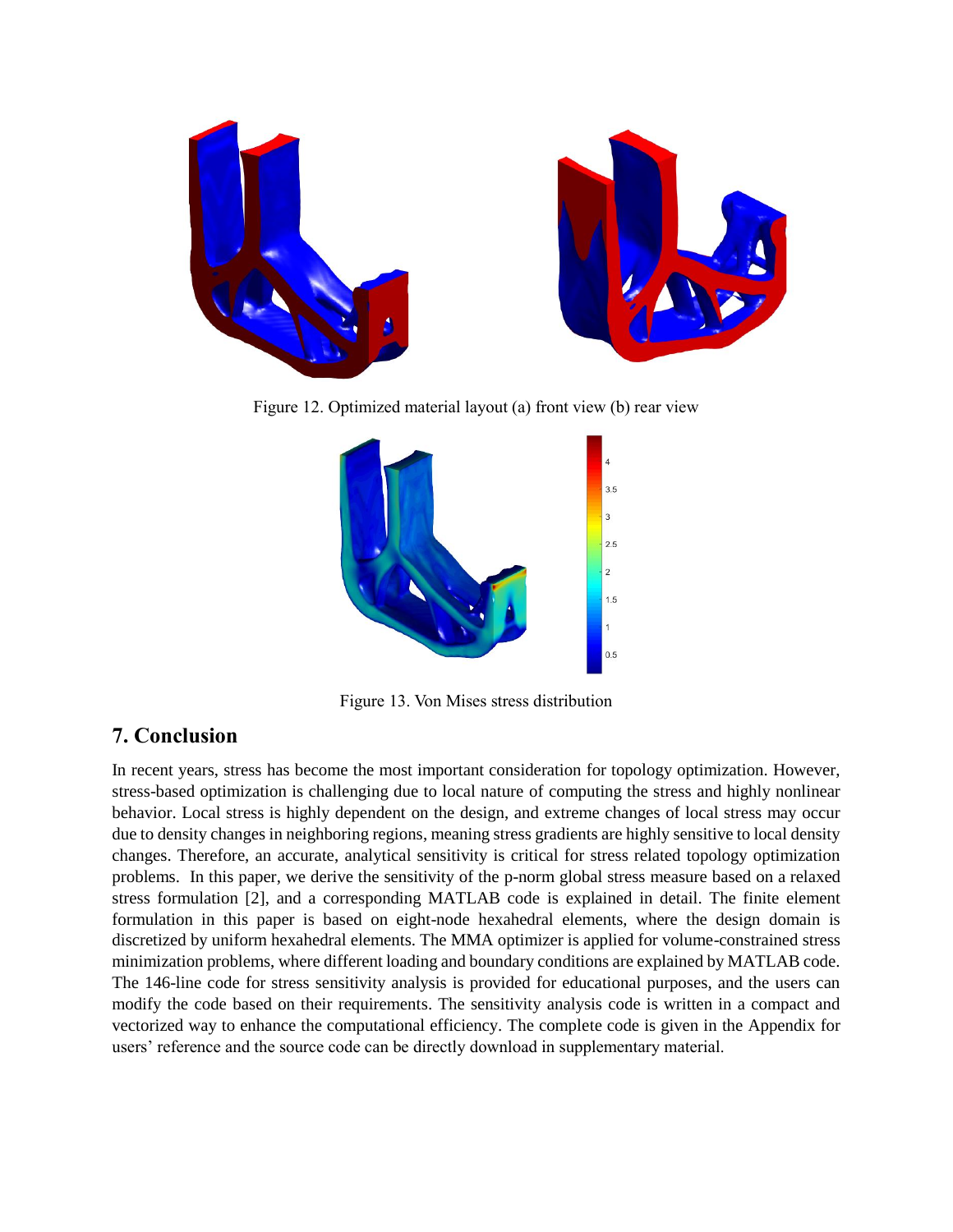Figure 12. Optimized material layout (a) front view (b) rear view

Figure 13. Von Mises stress distribution

## 7. Conclusion

In recent years, stress has become the most important consideration for topology optimization. However, stress-based optimization is challenging due to local nature of computing the stress and highly nonlinear behavior. Local stress is highly dependent on the design, and extreme changes of local stress may occur due to density changes in neighboring regions, meaning stress gradients are highly sensitive to local density changes. Therefore, an accurate, analytical sensitivity is critical for stress related topology optimization problems. In this paper, we derive the sensitivity of the p-norm global stress measure based on a relaxed stress formulation [2], and a corresponding MATLAB code is explained in detail. The finite element formulation in this paper is based on eight-node hexahedral elements, where the design domain is discretized by uniform hexahedral elements. The MMA optimizer is applied for volume-constrained stress minimization problems, where different loading and boundary conditions are explained by MATLAB code. The 146-line code for stress sensitivity analysis is provided for educational purposes, and the users can modify the code based on their requirements. The sensitivity analysis code is written in a compact and vectorized way to enhance the computational efficiency. The complete code is given in the Appendix for users' reference and the source code can be directly download in supplementary material.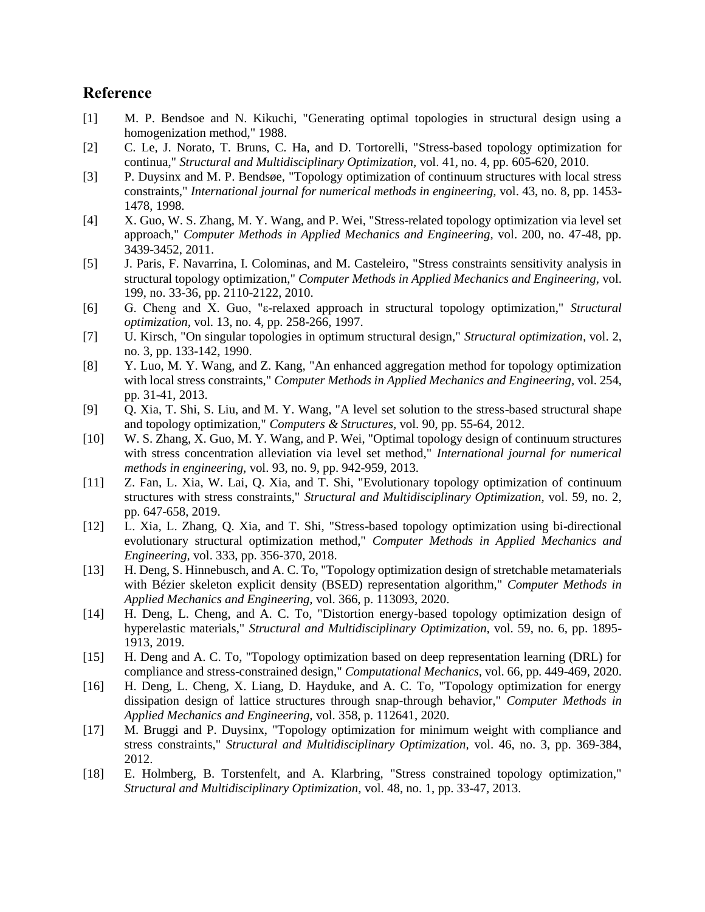## Reference

[1] M. P. Bendsoe and N. Kikuchi, "Generating optimal topologies in structural design using a homogenization method," 1988.

[2] C. Le, J. Norato, T. Bruns, C. Ha, and D. Tortorelli, "Stress-based topology optimization for continua," *Structural and Multidisciplinary Optimization,* vol. 41, no. 4, pp. 605-620, 2010.

[3] P. Duysinx and M. P. Bendsøe, "Topology optimization of continuum structures with local stress constraints," *International journal for numerical methods in engineering,* vol. 43, no. 8, pp. 1453-1478, 1998.

[4] X. Guo, W. S. Zhang, M. Y. Wang, and P. Wei, "Stress-related topology optimization via level set approach," *Computer Methods in Applied Mechanics and Engineering,* vol. 200, no. 47-48, pp. 3439-3452, 2011.

[5] J. Paris, F. Navarrina, I. Colominas, and M. Casteleiro, "Stress constraints sensitivity analysis in structural topology optimization," *Computer Methods in Applied Mechanics and Engineering,* vol. 199, no. 33-36, pp. 2110-2122, 2010.

[6] G. Cheng and X. Guo, "ε-relaxed approach in structural topology optimization," *Structural optimization,* vol. 13, no. 4, pp. 258-266, 1997.

[7] U. Kirsch, "On singular topologies in optimum structural design," *Structural optimization,* vol. 2, no. 3, pp. 133-142, 1990.

[8] Y. Luo, M. Y. Wang, and Z. Kang, "An enhanced aggregation method for topology optimization with local stress constraints," *Computer Methods in Applied Mechanics and Engineering,* vol. 254, pp. 31-41, 2013.

[9] Q. Xia, T. Shi, S. Liu, and M. Y. Wang, "A level set solution to the stress-based structural shape and topology optimization," *Computers & Structures,* vol. 90, pp. 55-64, 2012.

[10] W. S. Zhang, X. Guo, M. Y. Wang, and P. Wei, "Optimal topology design of continuum structures with stress concentration alleviation via level set method," *International journal for numerical methods in engineering,* vol. 93, no. 9, pp. 942-959, 2013.

[11] Z. Fan, L. Xia, W. Lai, Q. Xia, and T. Shi, "Evolutionary topology optimization of continuum structures with stress constraints," *Structural and Multidisciplinary Optimization,* vol. 59, no. 2, pp. 647-658, 2019.

[12] L. Xia, L. Zhang, Q. Xia, and T. Shi, "Stress-based topology optimization using bi-directional evolutionary structural optimization method," *Computer Methods in Applied Mechanics and Engineering,* vol. 333, pp. 356-370, 2018.

[13] H. Deng, S. Hinnebusch, and A. C. To, "Topology optimization design of stretchable metamaterials with Bézier skeleton explicit density (BSED) representation algorithm," *Computer Methods in Applied Mechanics and Engineering,* vol. 366, p. 113093, 2020.

[14] H. Deng, L. Cheng, and A. C. To, "Distortion energy-based topology optimization design of hyperelastic materials," *Structural and Multidisciplinary Optimization,* vol. 59, no. 6, pp. 1895-1913, 2019.

[15] H. Deng and A. C. To, "Topology optimization based on deep representation learning (DRL) for compliance and stress-constrained design," *Computational Mechanics,* vol. 66, pp. 449-469, 2020.

[16] H. Deng, L. Cheng, X. Liang, D. Hayduke, and A. C. To, "Topology optimization for energy dissipation design of lattice structures through snap-through behavior," *Computer Methods in Applied Mechanics and Engineering,* vol. 358, p. 112641, 2020.

[17] M. Bruggi and P. Duysinx, "Topology optimization for minimum weight with compliance and stress constraints," *Structural and Multidisciplinary Optimization,* vol. 46, no. 3, pp. 369-384, 2012.

[18] E. Holmberg, B. Torstenfelt, and A. Klarbring, "Stress constrained topology optimization," *Structural and Multidisciplinary Optimization,* vol. 48, no. 1, pp. 33-47, 2013.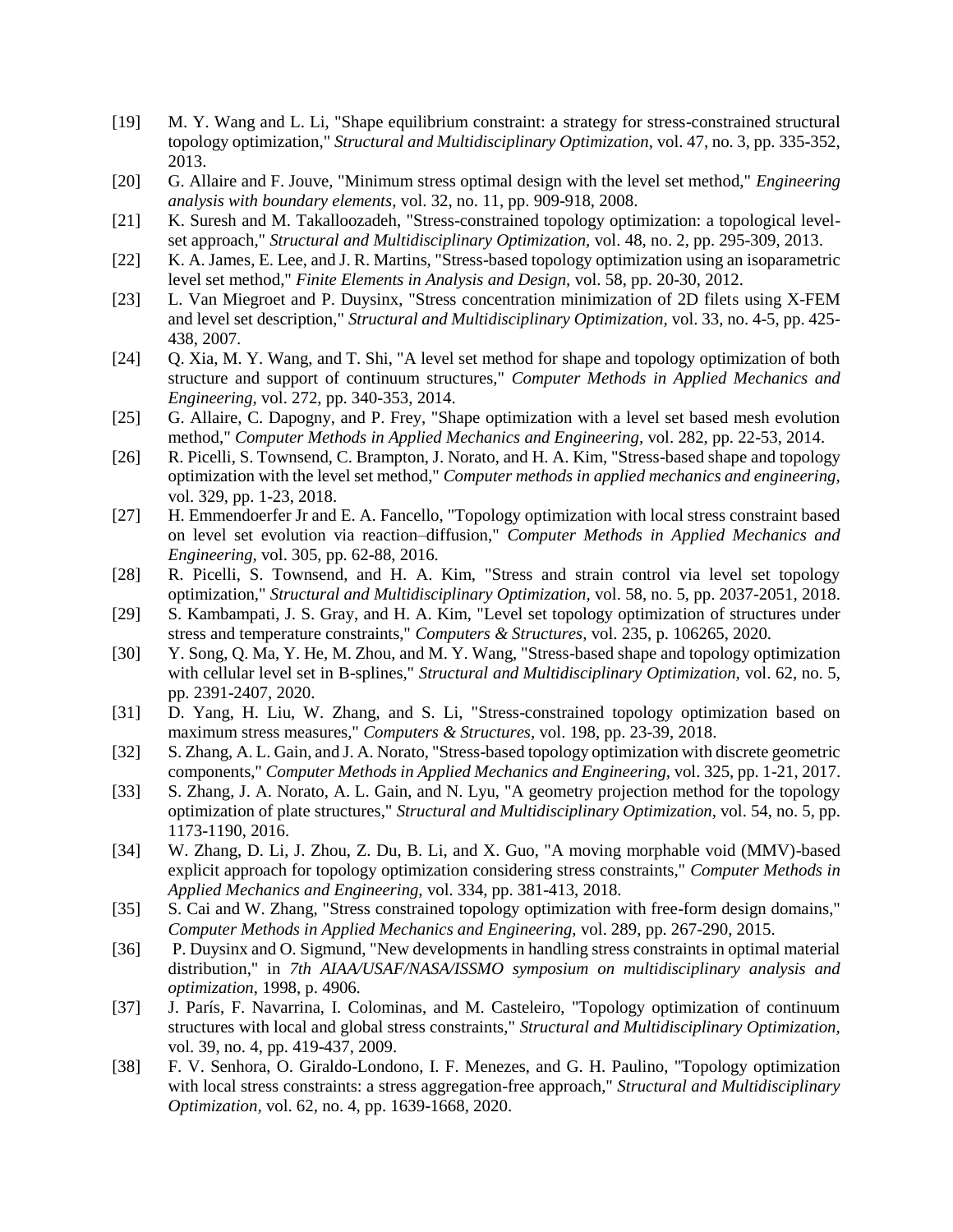[19] M. Y. Wang and L. Li, "Shape equilibrium constraint: a strategy for stress-constrained structural topology optimization," *Structural and Multidisciplinary Optimization,* vol. 47, no. 3, pp. 335-352, 2013.

[20] G. Allaire and F. Jouve, "Minimum stress optimal design with the level set method," *Engineering analysis with boundary elements,* vol. 32, no. 11, pp. 909-918, 2008.

[21] K. Suresh and M. Takalloozadeh, "Stress-constrained topology optimization: a topological level-set approach," *Structural and Multidisciplinary Optimization,* vol. 48, no. 2, pp. 295-309, 2013.

[22] K. A. James, E. Lee, and J. R. Martins, "Stress-based topology optimization using an isoparametric level set method," *Finite Elements in Analysis and Design,* vol. 58, pp. 20-30, 2012.

[23] L. Van Miegroet and P. Duysinx, "Stress concentration minimization of 2D filets using X-FEM and level set description," *Structural and Multidisciplinary Optimization,* vol. 33, no. 4-5, pp. 425-438, 2007.

[24] Q. Xia, M. Y. Wang, and T. Shi, "A level set method for shape and topology optimization of both structure and support of continuum structures," *Computer Methods in Applied Mechanics and Engineering,* vol. 272, pp. 340-353, 2014.

[25] G. Allaire, C. Dapogny, and P. Frey, "Shape optimization with a level set based mesh evolution method," *Computer Methods in Applied Mechanics and Engineering,* vol. 282, pp. 22-53, 2014.

[26] R. Picelli, S. Townsend, C. Brampton, J. Norato, and H. A. Kim, "Stress-based shape and topology optimization with the level set method," *Computer methods in applied mechanics and engineering,* vol. 329, pp. 1-23, 2018.

[27] H. Emmendoerfer Jr and E. A. Fancello, "Topology optimization with local stress constraint based on level set evolution via reaction–diffusion," *Computer Methods in Applied Mechanics and Engineering,* vol. 305, pp. 62-88, 2016.

[28] R. Picelli, S. Townsend, and H. A. Kim, "Stress and strain control via level set topology optimization," *Structural and Multidisciplinary Optimization,* vol. 58, no. 5, pp. 2037-2051, 2018.

[29] S. Kambampati, J. S. Gray, and H. A. Kim, "Level set topology optimization of structures under stress and temperature constraints," *Computers & Structures,* vol. 235, p. 106265, 2020.

[30] Y. Song, Q. Ma, Y. He, M. Zhou, and M. Y. Wang, "Stress-based shape and topology optimization with cellular level set in B-splines," *Structural and Multidisciplinary Optimization,* vol. 62, no. 5, pp. 2391-2407, 2020.

[31] D. Yang, H. Liu, W. Zhang, and S. Li, "Stress-constrained topology optimization based on maximum stress measures," *Computers & Structures,* vol. 198, pp. 23-39, 2018.

[32] S. Zhang, A. L. Gain, and J. A. Norato, "Stress-based topology optimization with discrete geometric components," *Computer Methods in Applied Mechanics and Engineering,* vol. 325, pp. 1-21, 2017.

[33] S. Zhang, J. A. Norato, A. L. Gain, and N. Lyu, "A geometry projection method for the topology optimization of plate structures," *Structural and Multidisciplinary Optimization,* vol. 54, no. 5, pp. 1173-1190, 2016.

[34] W. Zhang, D. Li, J. Zhou, Z. Du, B. Li, and X. Guo, "A moving morphable void (MMV)-based explicit approach for topology optimization considering stress constraints," *Computer Methods in Applied Mechanics and Engineering,* vol. 334, pp. 381-413, 2018.

[35] S. Cai and W. Zhang, "Stress constrained topology optimization with free-form design domains," *Computer Methods in Applied Mechanics and Engineering,* vol. 289, pp. 267-290, 2015.

[36] P. Duysinx and O. Sigmund, "New developments in handling stress constraints in optimal material distribution," in *7th AIAA/USAF/NASA/ISSMO symposium on multidisciplinary analysis and optimization*, 1998, p. 4906.

[37] J. París, F. Navarrina, I. Colominas, and M. Casteleiro, "Topology optimization of continuum structures with local and global stress constraints," *Structural and Multidisciplinary Optimization,* vol. 39, no. 4, pp. 419-437, 2009.

[38] F. V. Senhora, O. Giraldo-Londono, I. F. Menezes, and G. H. Paulino, "Topology optimization with local stress constraints: a stress aggregation-free approach," *Structural and Multidisciplinary Optimization,* vol. 62, no. 4, pp. 1639-1668, 2020.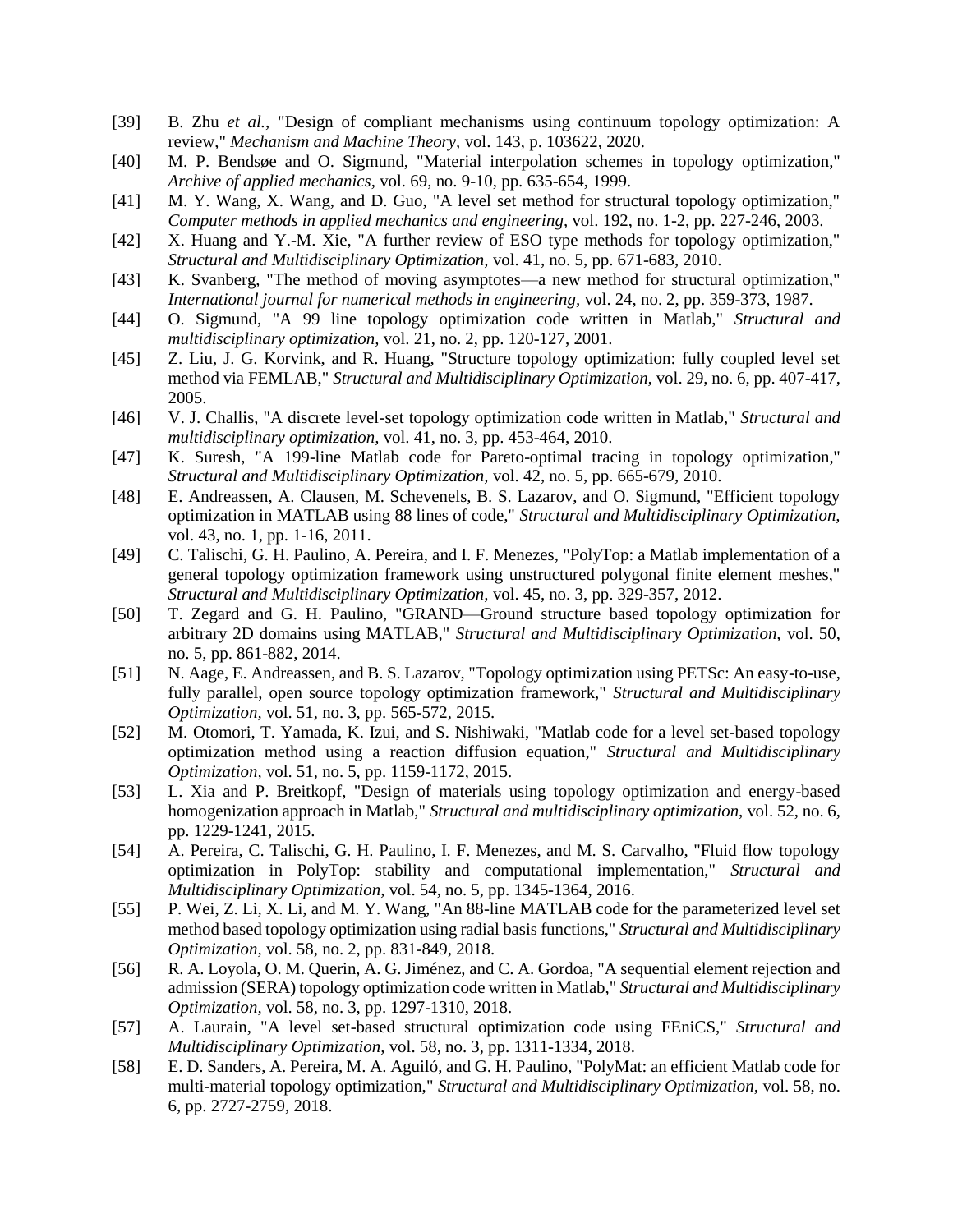[39] B. Zhu *et al.*, "Design of compliant mechanisms using continuum topology optimization: A review," *Mechanism and Machine Theory,* vol. 143, p. 103622, 2020.

[40] M. P. Bendsøe and O. Sigmund, "Material interpolation schemes in topology optimization," *Archive of applied mechanics,* vol. 69, no. 9-10, pp. 635-654, 1999.

[41] M. Y. Wang, X. Wang, and D. Guo, "A level set method for structural topology optimization," *Computer methods in applied mechanics and engineering,* vol. 192, no. 1-2, pp. 227-246, 2003.

[42] X. Huang and Y.-M. Xie, "A further review of ESO type methods for topology optimization," *Structural and Multidisciplinary Optimization,* vol. 41, no. 5, pp. 671-683, 2010.

[43] K. Svanberg, "The method of moving asymptotes—a new method for structural optimization," *International journal for numerical methods in engineering,* vol. 24, no. 2, pp. 359-373, 1987.

[44] O. Sigmund, "A 99 line topology optimization code written in Matlab," *Structural and multidisciplinary optimization,* vol. 21, no. 2, pp. 120-127, 2001.

[45] Z. Liu, J. G. Korvink, and R. Huang, "Structure topology optimization: fully coupled level set method via FEMLAB," *Structural and Multidisciplinary Optimization,* vol. 29, no. 6, pp. 407-417, 2005.

[46] V. J. Challis, "A discrete level-set topology optimization code written in Matlab," *Structural and multidisciplinary optimization,* vol. 41, no. 3, pp. 453-464, 2010.

[47] K. Suresh, "A 199-line Matlab code for Pareto-optimal tracing in topology optimization," *Structural and Multidisciplinary Optimization,* vol. 42, no. 5, pp. 665-679, 2010.

[48] E. Andreassen, A. Clausen, M. Schevenels, B. S. Lazarov, and O. Sigmund, "Efficient topology optimization in MATLAB using 88 lines of code," *Structural and Multidisciplinary Optimization,* vol. 43, no. 1, pp. 1-16, 2011.

[49] C. Talischi, G. H. Paulino, A. Pereira, and I. F. Menezes, "PolyTop: a Matlab implementation of a general topology optimization framework using unstructured polygonal finite element meshes," *Structural and Multidisciplinary Optimization,* vol. 45, no. 3, pp. 329-357, 2012.

[50] T. Zegard and G. H. Paulino, "GRAND—Ground structure based topology optimization for arbitrary 2D domains using MATLAB," *Structural and Multidisciplinary Optimization,* vol. 50, no. 5, pp. 861-882, 2014.

[51] N. Aage, E. Andreassen, and B. S. Lazarov, "Topology optimization using PETSc: An easy-to-use, fully parallel, open source topology optimization framework," *Structural and Multidisciplinary Optimization,* vol. 51, no. 3, pp. 565-572, 2015.

[52] M. Otomori, T. Yamada, K. Izui, and S. Nishiwaki, "Matlab code for a level set-based topology optimization method using a reaction diffusion equation," *Structural and Multidisciplinary Optimization,* vol. 51, no. 5, pp. 1159-1172, 2015.

[53] L. Xia and P. Breitkopf, "Design of materials using topology optimization and energy-based homogenization approach in Matlab," *Structural and multidisciplinary optimization,* vol. 52, no. 6, pp. 1229-1241, 2015.

[54] A. Pereira, C. Talischi, G. H. Paulino, I. F. Menezes, and M. S. Carvalho, "Fluid flow topology optimization in PolyTop: stability and computational implementation," *Structural and Multidisciplinary Optimization,* vol. 54, no. 5, pp. 1345-1364, 2016.

[55] P. Wei, Z. Li, X. Li, and M. Y. Wang, "An 88-line MATLAB code for the parameterized level set method based topology optimization using radial basis functions," *Structural and Multidisciplinary Optimization,* vol. 58, no. 2, pp. 831-849, 2018.

[56] R. A. Loyola, O. M. Querin, A. G. Jiménez, and C. A. Gordoa, "A sequential element rejection and admission (SERA) topology optimization code written in Matlab," *Structural and Multidisciplinary Optimization,* vol. 58, no. 3, pp. 1297-1310, 2018.

[57] A. Laurain, "A level set-based structural optimization code using FEniCS," *Structural and Multidisciplinary Optimization,* vol. 58, no. 3, pp. 1311-1334, 2018.

[58] E. D. Sanders, A. Pereira, M. A. Aguiló, and G. H. Paulino, "PolyMat: an efficient Matlab code for multi-material topology optimization," *Structural and Multidisciplinary Optimization,* vol. 58, no. 6, pp. 2727-2759, 2018.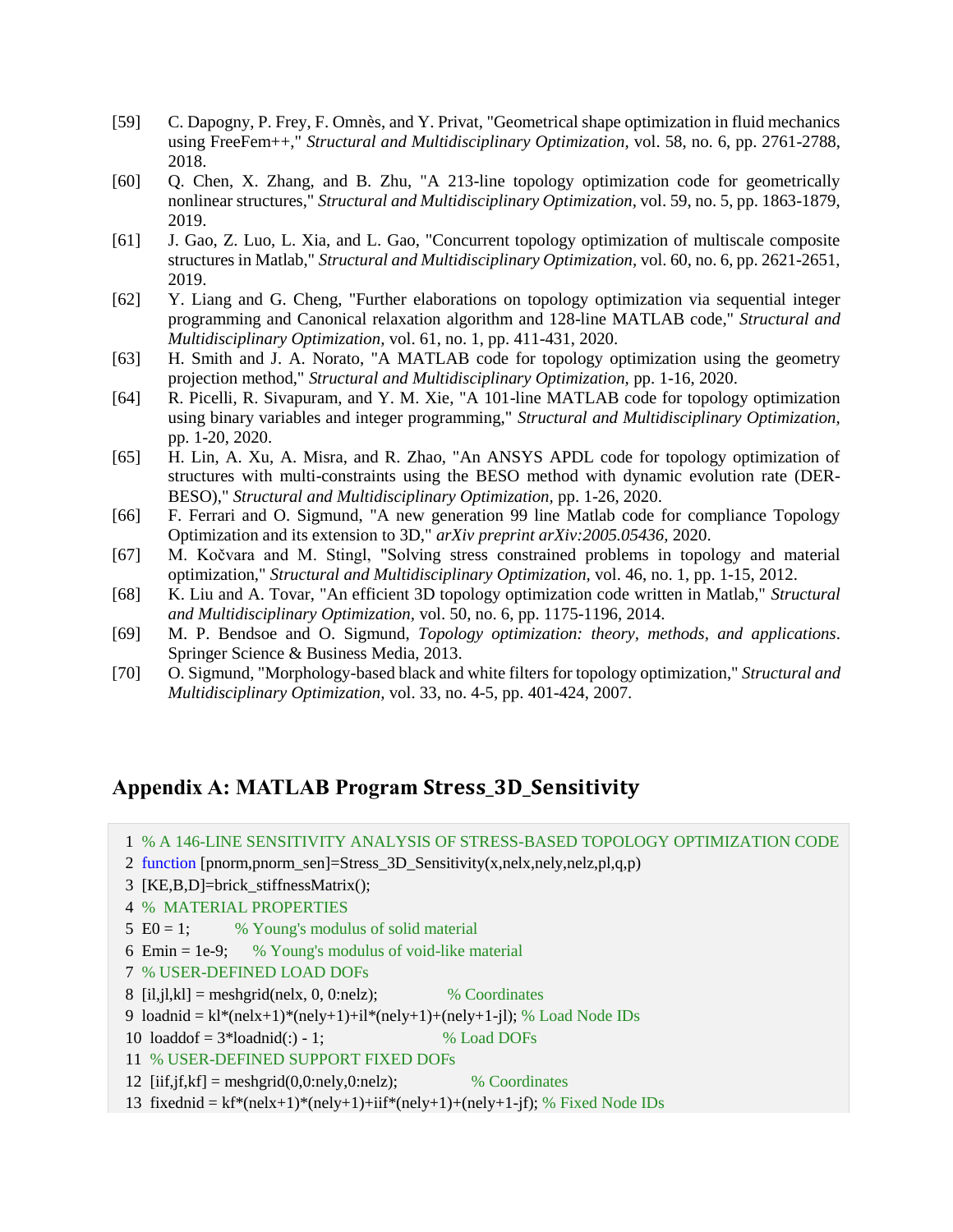[59] C. Dapogny, P. Frey, F. Omnès, and Y. Privat, "Geometrical shape optimization in fluid mechanics using FreeFem++," *Structural and Multidisciplinary Optimization,* vol. 58, no. 6, pp. 2761-2788, 2018.

[60] Q. Chen, X. Zhang, and B. Zhu, "A 213-line topology optimization code for geometrically nonlinear structures," *Structural and Multidisciplinary Optimization,* vol. 59, no. 5, pp. 1863-1879, 2019.

[61] J. Gao, Z. Luo, L. Xia, and L. Gao, "Concurrent topology optimization of multiscale composite structures in Matlab," *Structural and Multidisciplinary Optimization,* vol. 60, no. 6, pp. 2621-2651, 2019.

[62] Y. Liang and G. Cheng, "Further elaborations on topology optimization via sequential integer programming and Canonical relaxation algorithm and 128-line MATLAB code," *Structural and Multidisciplinary Optimization,* vol. 61, no. 1, pp. 411-431, 2020.

[63] H. Smith and J. A. Norato, "A MATLAB code for topology optimization using the geometry projection method," *Structural and Multidisciplinary Optimization,* pp. 1-16, 2020.

[64] R. Picelli, R. Sivapuram, and Y. M. Xie, "A 101-line MATLAB code for topology optimization using binary variables and integer programming," *Structural and Multidisciplinary Optimization,* pp. 1-20, 2020.

[65] H. Lin, A. Xu, A. Misra, and R. Zhao, "An ANSYS APDL code for topology optimization of structures with multi-constraints using the BESO method with dynamic evolution rate (DER-BESO)," *Structural and Multidisciplinary Optimization,* pp. 1-26, 2020.

[66] F. Ferrari and O. Sigmund, "A new generation 99 line Matlab code for compliance Topology Optimization and its extension to 3D," *arXiv preprint arXiv:2005.05436*, 2020.

[67] M. Kočvara and M. Stingl, "Solving stress constrained problems in topology and material optimization," *Structural and Multidisciplinary Optimization,* vol. 46, no. 1, pp. 1-15, 2012.

[68] K. Liu and A. Tovar, "An efficient 3D topology optimization code written in Matlab," *Structural and Multidisciplinary Optimization,* vol. 50, no. 6, pp. 1175-1196, 2014.

[69] M. P. Bendsoe and O. Sigmund, *Topology optimization: theory, methods, and applications*. Springer Science & Business Media, 2013.

[70] O. Sigmund, "Morphology-based black and white filters for topology optimization," *Structural and Multidisciplinary Optimization,* vol. 33, no. 4-5, pp. 401-424, 2007.

## Appendix A: MATLAB Program Stress_3D_Sensitivity

```
1  % A 146-LINE SENSITIVITY ANALYSIS OF STRESS-BASED TOPOLOGY OPTIMIZATION CODE
2  function [pnorm,pnorm_sen]=Stress_3D_Sensitivity(x,nelx,nely,nelz,pl,q,p)
3  [KE,B,D]=brick_stiffnessMatrix();
4  %  MATERIAL PROPERTIES
5  E0 = 1;          % Young's modulus of solid material
6  Emin = 1e-9;     % Young's modulus of void-like material
7  % USER-DEFINED LOAD DOFs
8  [il,jl,kl] = meshgrid(nelx, 0, 0:nelz);             % Coordinates
9  loadnid = kl*(nelx+1)*(nely+1)+il*(nely+1)+(nely+1-jl); % Load Node IDs
10  loaddof = 3*loadnid(:) - 1;                          % Load DOFs
11  % USER-DEFINED SUPPORT FIXED DOFs
12  [iif,jf,kf] = meshgrid(0,0:nely,0:nelz);             % Coordinates
13  fixednid = kf*(nelx+1)*(nely+1)+iif*(nely+1)+(nely+1-jf); % Fixed Node IDs
```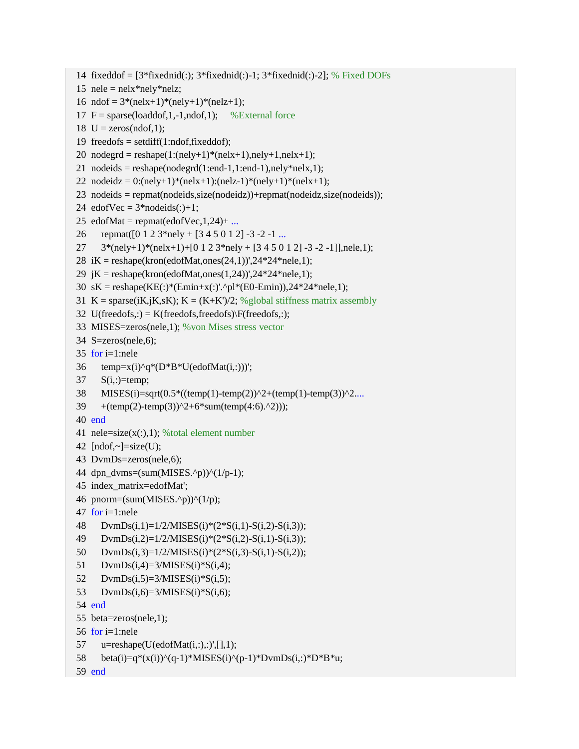```
14 fixeddof = [3*fixednid(:); 3*fixednid(:)-1; 3*fixednid(:)-2]; % Fixed DOFs
15 nele = nelx*nely*nelz;
16 ndof = 3*(nelx+1)*(nely+1)*(nelz+1);
17 F = sparse(loaddof,1,-1,ndof,1);     %External force
18 U = zeros(ndof,1);
19 freedofs = setdiff(1:ndof,fixeddof);
20 nodegrd = reshape(1:(nely+1)*(nelx+1),nely+1,nelx+1);
21 nodeids = reshape(nodegrd(1:end-1,1:end-1),nely*nelx,1);
22 nodeidz = 0:(nely+1)*(nelx+1):(nelz-1)*(nely+1)*(nelx+1);
23 nodeids = repmat(nodeids,size(nodeidz))+repmat(nodeidz,size(nodeids));
24 edofVec = 3*nodeids(:)+1;
25 edofMat = repmat(edofVec,1,24)+ ...
26     repmat([0 1 2 3*nely + [3 4 5 0 1 2] -3 -2 -1 ...
27     3*(nely+1)*(nelx+1)+[0 1 2 3*nely + [3 4 5 0 1 2] -3 -2 -1]],nele,1);
28 iK = reshape(kron(edofMat,ones(24,1))',24*24*nele,1);
29 jK = reshape(kron(edofMat,ones(1,24))',24*24*nele,1);
30 sK = reshape(KE(:)*(Emin+x(:)'.^pl*(E0-Emin)),24*24*nele,1);
31 K = sparse(iK,jK,sK); K = (K+K')/2; %global stiffness matrix assembly
32 U(freedofs,:) = K(freedofs,freedofs)\F(freedofs,:);
33 MISES=zeros(nele,1); %von Mises stress vector
34 S=zeros(nele,6);
35 for i=1:nele
36     temp=x(i)^q*(D*B*U(edofMat(i,:)))';
37     S(i,:)=temp;
38     MISES(i)=sqrt(0.5*((temp(1)-temp(2))^2+(temp(1)-temp(3))^2....
39     +(temp(2)-temp(3))^2+6*sum(temp(4:6).^2)));
40 end
41 nele=size(x(:),1); %total element number
42 [ndof,~]=size(U);
43 DvmDs=zeros(nele,6);
44 dpn_dvms=(sum(MISES.^p))^(1/p-1);
45 index_matrix=edofMat';
46 pnorm=(sum(MISES.^p))^(1/p);
47 for i=1:nele
48     DvmDs(i,1)=1/2/MISES(i)*(2*S(i,1)-S(i,2)-S(i,3));
49     DvmDs(i,2)=1/2/MISES(i)*(2*S(i,2)-S(i,1)-S(i,3));
50     DvmDs(i,3)=1/2/MISES(i)*(2*S(i,3)-S(i,1)-S(i,2));
51     DvmDs(i,4)=3/MISES(i)*S(i,4);
52     DvmDs(i,5)=3/MISES(i)*S(i,5);
53     DvmDs(i,6)=3/MISES(i)*S(i,6);
54 end
55 beta=zeros(nele,1);
56 for i=1:nele
57     u=reshape(U(edofMat(i,:),:)',[],1);
58     beta(i)=q*(x(i))^(q-1)*MISES(i)^(p-1)*DvmDs(i,:)*D*B*u;
59 end
```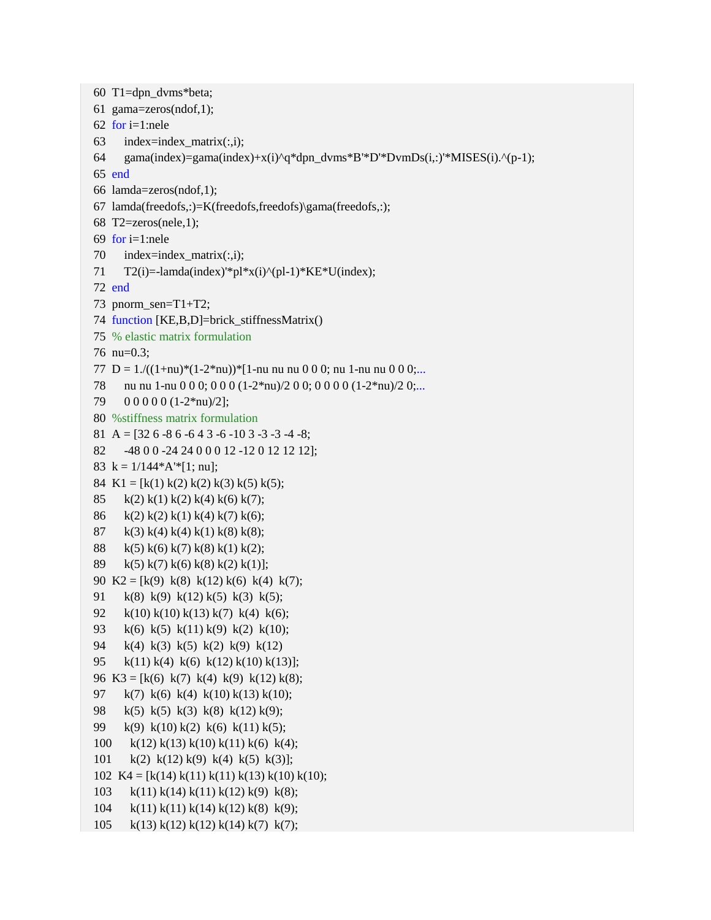```
60  T1=dpn_dvms*beta;
61  gama=zeros(ndof,1);
62  for i=1:nele
63     index=index_matrix(:,i);
64     gama(index)=gama(index)+x(i)^q*dpn_dvms*B'*D'*DvmDs(i,:)'*MISES(i).^(p-1);
65  end
66  lamda=zeros(ndof,1);
67  lamda(freedofs,:)=K(freedofs,freedofs)\gama(freedofs,:);
68  T2=zeros(nele,1);
69  for i=1:nele
70     index=index_matrix(:,i);
71     T2(i)=-lamda(index)'*pl*x(i)^(pl-1)*KE*U(index);
72  end
73  pnorm_sen=T1+T2;
74  function [KE,B,D]=brick_stiffnessMatrix()
75  % elastic matrix formulation
76  nu=0.3;
77  D = 1./((1+nu)*(1-2*nu))*[1-nu nu nu 0 0 0; nu 1-nu nu 0 0 0;...
78     nu nu 1-nu 0 0 0; 0 0 0 (1-2*nu)/2 0 0; 0 0 0 0 (1-2*nu)/2 0;...
79     0 0 0 0 0 (1-2*nu)/2];
80  %stiffness matrix formulation
81  A = [32 6 -8 6 -6 4 3 -6 -10 3 -3 -3 -4 -8;
82     -48 0 0 -24 24 0 0 0 12 -12 0 12 12 12];
83  k = 1/144*A'*[1; nu];
84  K1 = [k(1) k(2) k(2) k(3) k(5) k(5);
85     k(2) k(1) k(2) k(4) k(6) k(7);
86     k(2) k(2) k(1) k(4) k(7) k(6);
87     k(3) k(4) k(4) k(1) k(8) k(8);
88     k(5) k(6) k(7) k(8) k(1) k(2);
89     k(5) k(7) k(6) k(8) k(2) k(1)];
90  K2 = [k(9)  k(8)  k(12) k(6)  k(4)  k(7);
91     k(8)  k(9)  k(12) k(5)  k(3)  k(5);
92     k(10) k(10) k(13) k(7)  k(4)  k(6);
93     k(6)  k(5)  k(11) k(9)  k(2)  k(10);
94     k(4)  k(3)  k(5)  k(2)  k(9)  k(12)
95     k(11) k(4)  k(6)  k(12) k(10) k(13)];
96  K3 = [k(6)  k(7)  k(4)  k(9)  k(12) k(8);
97     k(7)  k(6)  k(4)  k(10) k(13) k(10);
98     k(5)  k(5)  k(3)  k(8)  k(12) k(9);
99     k(9)  k(10) k(2)  k(6)  k(11) k(5);
100     k(12) k(13) k(10) k(11) k(6)  k(4);
101     k(2)  k(12) k(9)  k(4)  k(5)  k(3)];
102  K4 = [k(14) k(11) k(11) k(13) k(10) k(10);
103     k(11) k(14) k(11) k(12) k(9)  k(8);
104     k(11) k(11) k(14) k(12) k(8)  k(9);
105     k(13) k(12) k(12) k(14) k(7)  k(7);
```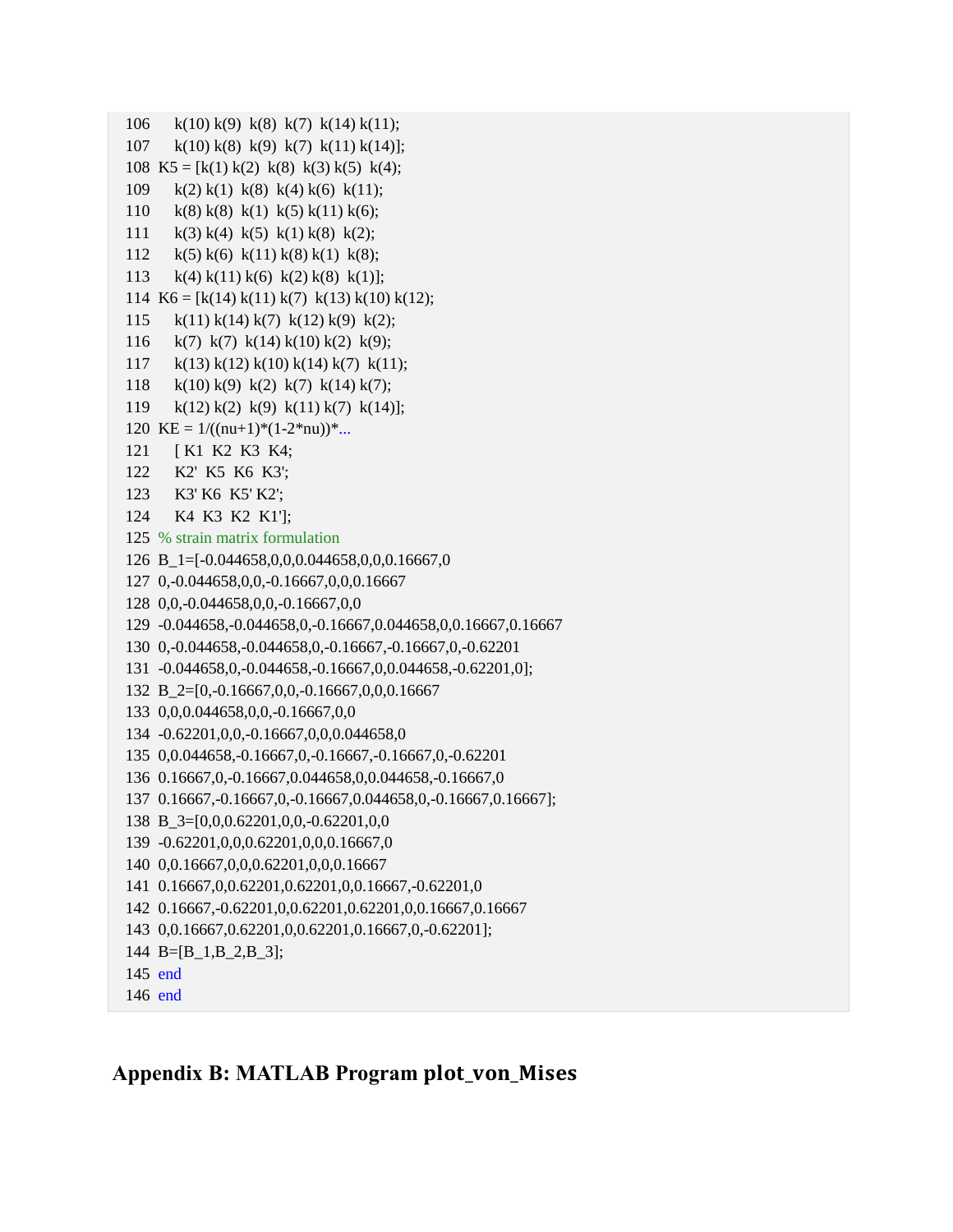```
106     k(10) k(9)  k(8)  k(7)  k(14) k(11);
107     k(10) k(8)  k(9)  k(7)  k(11) k(14)];
108  K5 = [k(1) k(2)  k(8)  k(3) k(5)  k(4);
109     k(2) k(1)  k(8)  k(4) k(6)  k(11);
110     k(8) k(8)  k(1)  k(5) k(11) k(6);
111     k(3) k(4)  k(5)  k(1) k(8)  k(2);
112     k(5) k(6)  k(11) k(8) k(1)  k(8);
113     k(4) k(11) k(6)  k(2) k(8)  k(1)];
114  K6 = [k(14) k(11) k(7)  k(13) k(10) k(12);
115     k(11) k(14) k(7)  k(12) k(9)  k(2);
116     k(7)  k(7)  k(14) k(10) k(2)  k(9);
117     k(13) k(12) k(10) k(14) k(7)  k(11);
118     k(10) k(9)  k(2)  k(7)  k(14) k(7);
119     k(12) k(2)  k(9)  k(11) k(7)  k(14)];
120  KE = 1/((nu+1)*(1-2*nu))*...
121     [ K1  K2  K3  K4;
122     K2'  K5  K6  K3';
123     K3' K6  K5' K2';
124     K4  K3  K2  K1'];
125  % strain matrix formulation
126  B_1=[-0.044658,0,0,0.044658,0,0,0.16667,0
127  0,-0.044658,0,0,-0.16667,0,0,0.16667
128  0,0,-0.044658,0,0,-0.16667,0,0
129  -0.044658,-0.044658,0,-0.16667,0.044658,0,0.16667,0.16667
130  0,-0.044658,-0.044658,0,-0.16667,-0.16667,0,-0.62201
131  -0.044658,0,-0.044658,-0.16667,0,0.044658,-0.62201,0];
132  B_2=[0,-0.16667,0,0,-0.16667,0,0,0.16667
133  0,0,0.044658,0,0,-0.16667,0,0
134  -0.62201,0,0,-0.16667,0,0,0.044658,0
135  0,0.044658,-0.16667,0,-0.16667,-0.16667,0,-0.62201
136  0.16667,0,-0.16667,0.044658,0,0.044658,-0.16667,0
137  0.16667,-0.16667,0,-0.16667,0.044658,0,-0.16667,0.16667];
138  B_3=[0,0,0.62201,0,0,-0.62201,0,0
139  -0.62201,0,0,0.62201,0,0,0.16667,0
140  0,0.16667,0,0,0.62201,0,0,0.16667
141  0.16667,0,0.62201,0.62201,0,0.16667,-0.62201,0
142  0.16667,-0.62201,0,0.62201,0.62201,0,0.16667,0.16667
143  0,0.16667,0.62201,0,0.62201,0.16667,0,-0.62201];
144  B=[B_1,B_2,B_3];
145  end
146  end
```

## Appendix B: MATLAB Program plot_von_Mises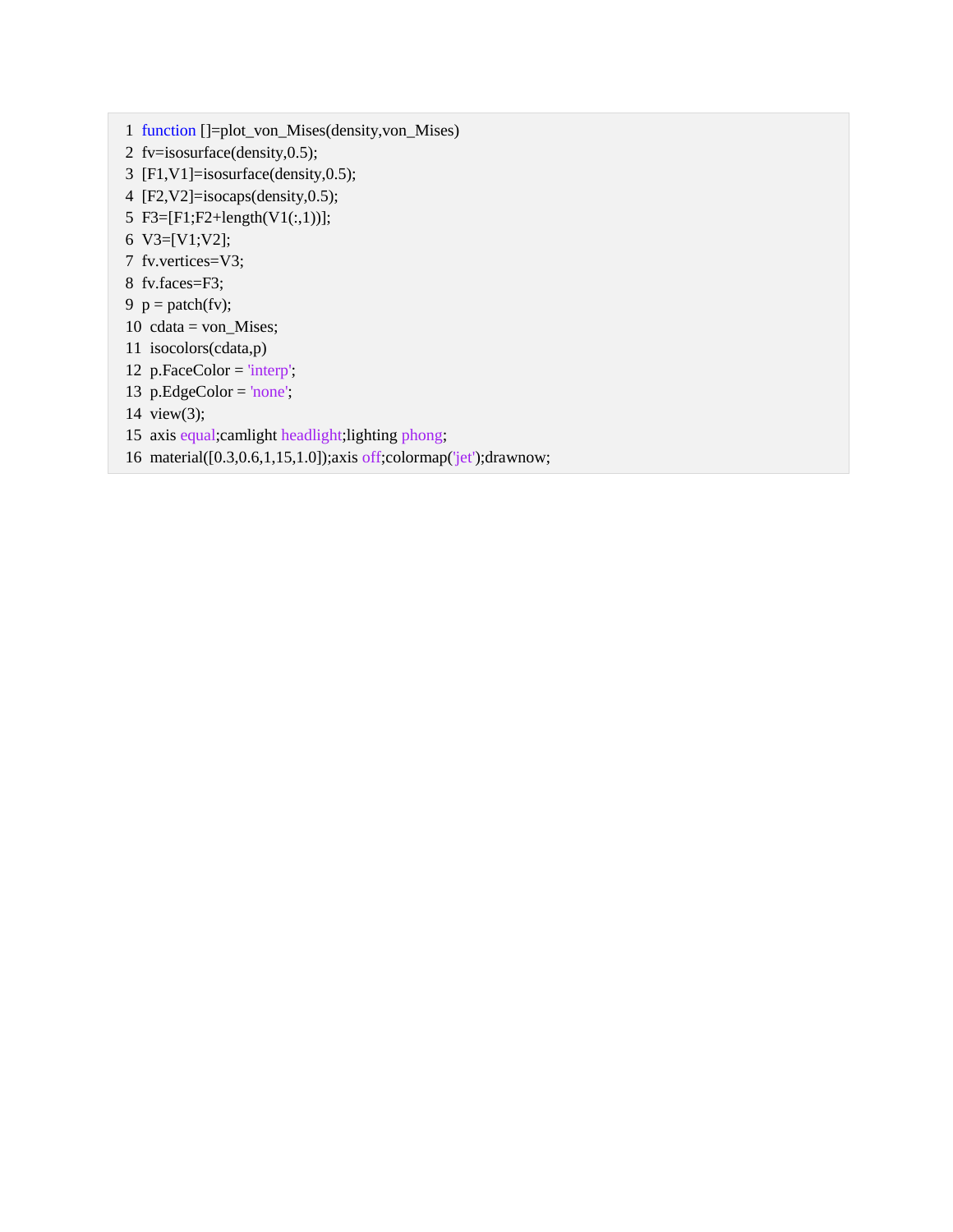```
function []=plot_von_Mises(density,von_Mises)
fv=isosurface(density,0.5);
[F1,V1]=isosurface(density,0.5);
[F2,V2]=isocaps(density,0.5);
F3=[F1;F2+length(V1(:,1))];
V3=[V1;V2];
fv.vertices=V3;
fv.faces=F3;
p = patch(fv);
 cdata = von_Mises;
 isocolors(cdata,p)
 p.FaceColor = 'interp';
 p.EdgeColor = 'none';
 view(3);
 axis equal;camlight headlight;lighting phong;
 material([0.3,0.6,1,15,1.0]);axis off;colormap('jet');drawnow;
```